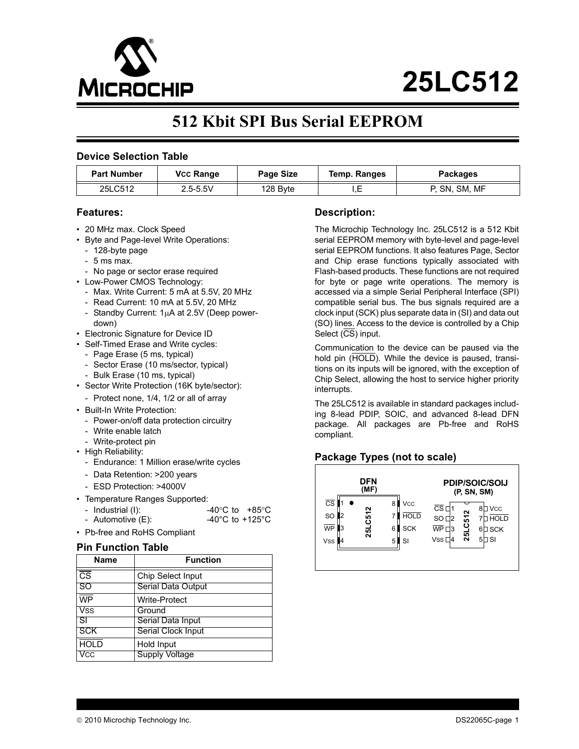# 25LC512

## 512 Kbit SPI Bus Serial EEPROM

### Device Selection Table

| Part Number | VCC Range | Page Size | Temp. Ranges | Packages |
|---|---|---|---|---|
| 25LC512 | 2.5-5.5V | 128 Byte | I,E | P, SN, SM, MF |

### Features:

- 20 MHz max. Clock Speed
- Byte and Page-level Write Operations:
  - 128-byte page
  - 5 ms max.
  - No page or sector erase required
- Low-Power CMOS Technology:
  - Max. Write Current: 5 mA at 5.5V, 20 MHz
  - Read Current: 10 mA at 5.5V, 20 MHz
  - Standby Current: 1μA at 2.5V (Deep power-down)
- Electronic Signature for Device ID
- Self-Timed Erase and Write cycles:
  - Page Erase (5 ms, typical)
  - Sector Erase (10 ms/sector, typical)
  - Bulk Erase (10 ms, typical)
- Sector Write Protection (16K byte/sector):
  - Protect none, 1/4, 1/2 or all of array
- Built-In Write Protection:
  - Power-on/off data protection circuitry
  - Write enable latch
  - Write-protect pin
- High Reliability:
  - Endurance: 1 Million erase/write cycles
  - Data Retention: >200 years
  - ESD Protection: >4000V
- Temperature Ranges Supported:
  - Industrial (I): -40°C to +85°C
  - Automotive (E): -40°C to +125°C
- Pb-free and RoHS Compliant

### Pin Function Table

| Name | Function |
|---|---|
| CS | Chip Select Input |
| SO | Serial Data Output |
| WP | Write-Protect |
| Vss | Ground |
| SI | Serial Data Input |
| SCK | Serial Clock Input |
| HOLD | Hold Input |
| Vcc | Supply Voltage |

### Description:

The Microchip Technology Inc. 25LC512 is a 512 Kbit serial EEPROM memory with byte-level and page-level serial EEPROM functions. It also features Page, Sector and Chip erase functions typically associated with Flash-based products. These functions are not required for byte or page write operations. The memory is accessed via a simple Serial Peripheral Interface (SPI) compatible serial bus. The bus signals required are a clock input (SCK) plus separate data in (SI) and data out (SO) lines. Access to the device is controlled by a Chip Select (CS) input.

Communication to the device can be paused via the hold pin (HOLD). While the device is paused, transitions on its inputs will be ignored, with the exception of Chip Select, allowing the host to service higher priority interrupts.

The 25LC512 is available in standard packages including 8-lead PDIP, SOIC, and advanced 8-lead DFN package. All packages are Pb-free and RoHS compliant.

### Package Types (not to scale)

**DFN (MF)**

| Pin | Name | Pin | Name |
|---|---|---|---|
| 1 | CS | 8 | Vcc |
| 2 | SO | 7 | HOLD |
| 3 | WP | 6 | SCK |
| 4 | Vss | 5 | SI |

**PDIP/SOIC/SOIJ (P, SN, SM)**

| Pin | Name | Pin | Name |
|---|---|---|---|
| 1 | CS | 8 | Vcc |
| 2 | SO | 7 | HOLD |
| 3 | WP | 6 | SCK |
| 4 | Vss | 5 | SI |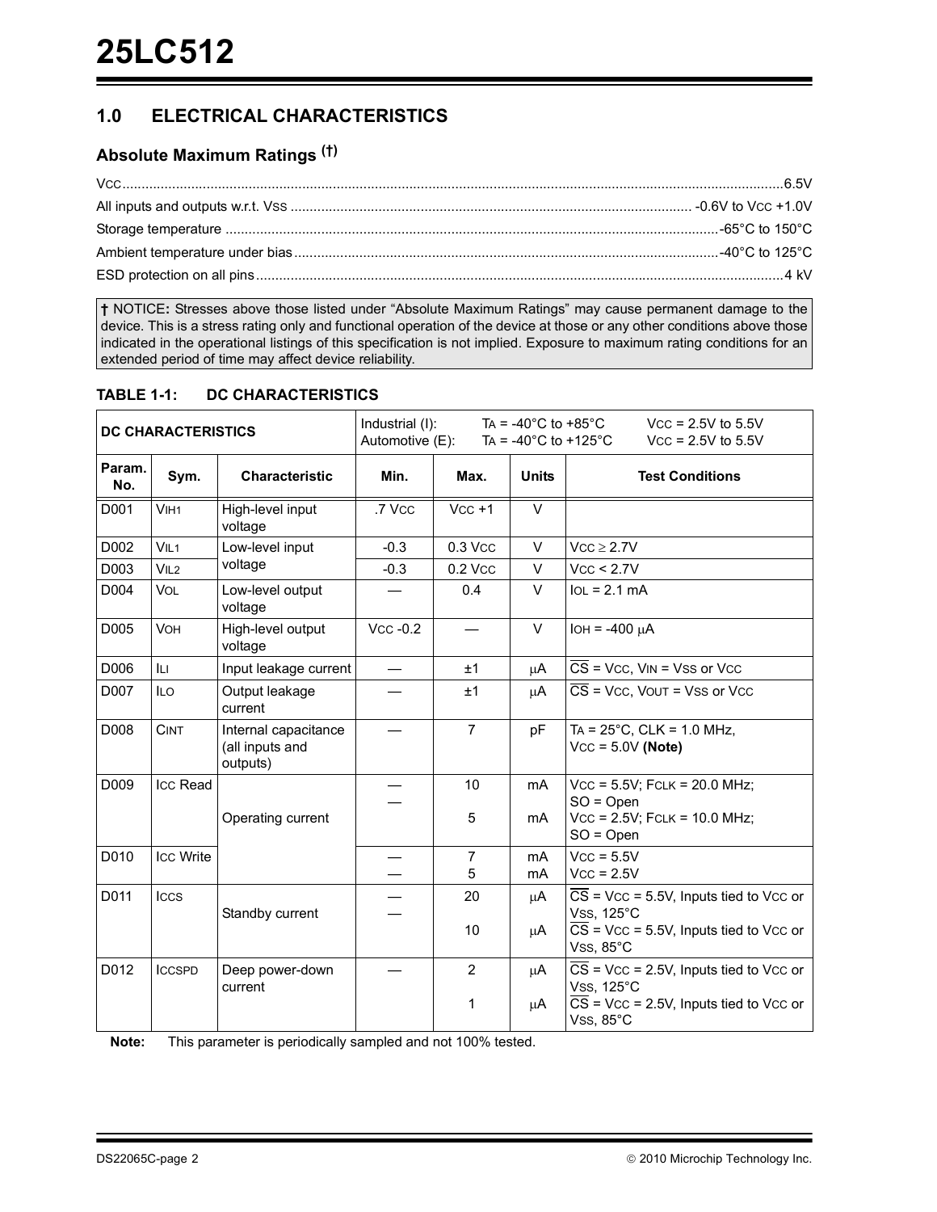## 1.0 ELECTRICAL CHARACTERISTICS

### Absolute Maximum Ratings (†)

$V_{CC}$ ............................................................................................................................................. 6.5V

All inputs and outputs w.r.t. $V_{SS}$ ............................................................................................. -0.6V to $V_{CC}$ +1.0V

Storage temperature ..................................................................................................................... -65°C to 150°C

Ambient temperature under bias .................................................................................................. -40°C to 125°C

ESD protection on all pins ............................................................................................................. 4 kV

**†** NOTICE**:** Stresses above those listed under "Absolute Maximum Ratings" may cause permanent damage to the device. This is a stress rating only and functional operation of the device at those or any other conditions above those indicated in the operational listings of this specification is not implied. Exposure to maximum rating conditions for an extended period of time may affect device reliability.

**TABLE 1-1: DC CHARACTERISTICS**

| **DC CHARACTERISTICS** | | | Industrial (I): $T_A$ = -40°C to +85°C $V_{CC}$ = 2.5V to 5.5V<br>Automotive (E): $T_A$ = -40°C to +125°C $V_{CC}$ = 2.5V to 5.5V | | | |
|---|---|---|---|---|---|---|
| **Param. No.** | **Sym.** | **Characteristic** | **Min.** | **Max.** | **Units** | **Test Conditions** |
| D001 | $V_{IH1}$ | High-level input voltage | .7 $V_{CC}$ | $V_{CC}$ +1 | V | |
| D002 | $V_{IL1}$ | Low-level input voltage | -0.3 | 0.3 $V_{CC}$ | V | $V_{CC} \geq 2.7V$ |
| D003 | $V_{IL2}$ | | -0.3 | 0.2 $V_{CC}$ | V | $V_{CC}$ < 2.7V |
| D004 | $V_{OL}$ | Low-level output voltage | — | 0.4 | V | $I_{OL}$ = 2.1 mA |
| D005 | $V_{OH}$ | High-level output voltage | $V_{CC}$ -0.2 | — | V | $I_{OH}$ = -400 μA |
| D006 | $I_{LI}$ | Input leakage current | — | ±1 | μA | $\overline{CS}$ = $V_{CC}$, $V_{IN}$ = $V_{SS}$ or $V_{CC}$ |
| D007 | $I_{LO}$ | Output leakage current | — | ±1 | μA | $\overline{CS}$ = $V_{CC}$, $V_{OUT}$ = $V_{SS}$ or $V_{CC}$ |
| D008 | $C_{INT}$ | Internal capacitance (all inputs and outputs) | — | 7 | pF | $T_A$ = 25°C, CLK = 1.0 MHz, $V_{CC}$ = 5.0V **(Note)** |
| D009 | $I_{CC}$ Read | Operating current | —<br>— | 10<br>5 | mA<br>mA | $V_{CC}$ = 5.5V; $F_{CLK}$ = 20.0 MHz; SO = Open<br>$V_{CC}$ = 2.5V; $F_{CLK}$ = 10.0 MHz; SO = Open |
| D010 | $I_{CC}$ Write | | —<br>— | 7<br>5 | mA<br>mA | $V_{CC}$ = 5.5V<br>$V_{CC}$ = 2.5V |
| D011 | $I_{CCS}$ | Standby current | —<br>— | 20<br>10 | μA<br>μA | $\overline{CS}$ = $V_{CC}$ = 5.5V, Inputs tied to $V_{CC}$ or $V_{SS}$, 125°C<br>$\overline{CS}$ = $V_{CC}$ = 5.5V, Inputs tied to $V_{CC}$ or $V_{SS}$, 85°C |
| D012 | $I_{CCSPD}$ | Deep power-down current | — | 2<br>1 | μA<br>μA | $\overline{CS}$ = $V_{CC}$ = 2.5V, Inputs tied to $V_{CC}$ or $V_{SS}$, 125°C<br>$\overline{CS}$ = $V_{CC}$ = 2.5V, Inputs tied to $V_{CC}$ or $V_{SS}$, 85°C |

**Note:** This parameter is periodically sampled and not 100% tested.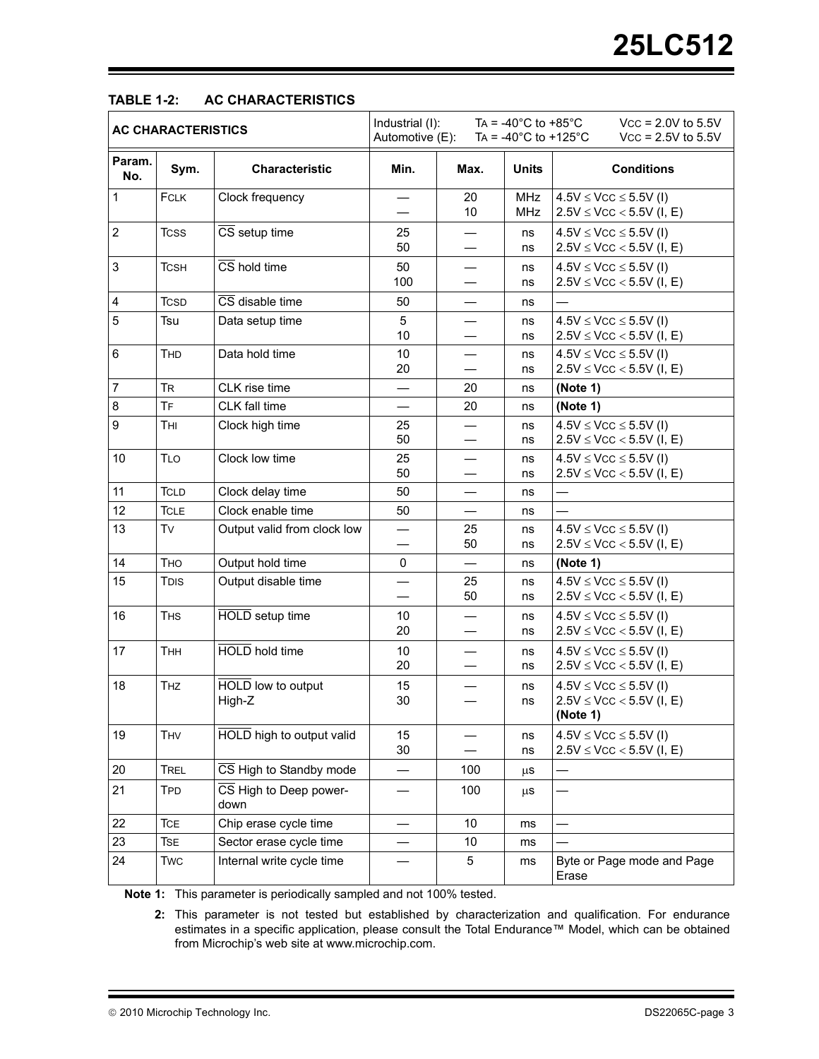**TABLE 1-2: AC CHARACTERISTICS**

| AC CHARACTERISTICS | | | Industrial (I): $T_A$ = -40°C to +85°C $V_{CC}$ = 2.0V to 5.5V<br>Automotive (E): $T_A$ = -40°C to +125°C $V_{CC}$ = 2.5V to 5.5V | | | |
|---|---|---|---|---|---|---|
| **Param. No.** | **Sym.** | **Characteristic** | **Min.** | **Max.** | **Units** | **Conditions** |
| 1 | FCLK | Clock frequency | —<br>— | 20<br>10 | MHz<br>MHz | 4.5V ≤ VCC ≤ 5.5V (I)<br>2.5V ≤ VCC < 5.5V (I, E) |
| 2 | TCSS | CS setup time | 25<br>50 | —<br>— | ns<br>ns | 4.5V ≤ VCC ≤ 5.5V (I)<br>2.5V ≤ VCC < 5.5V (I, E) |
| 3 | TCSH | CS hold time | 50<br>100 | —<br>— | ns<br>ns | 4.5V ≤ VCC ≤ 5.5V (I)<br>2.5V ≤ VCC < 5.5V (I, E) |
| 4 | TCSD | CS disable time | 50 | — | ns | — |
| 5 | Tsu | Data setup time | 5<br>10 | —<br>— | ns<br>ns | 4.5V ≤ VCC ≤ 5.5V (I)<br>2.5V ≤ VCC < 5.5V (I, E) |
| 6 | THD | Data hold time | 10<br>20 | —<br>— | ns<br>ns | 4.5V ≤ VCC ≤ 5.5V (I)<br>2.5V ≤ VCC < 5.5V (I, E) |
| 7 | TR | CLK rise time | — | 20 | ns | **(Note 1)** |
| 8 | TF | CLK fall time | — | 20 | ns | **(Note 1)** |
| 9 | THI | Clock high time | 25<br>50 | —<br>— | ns<br>ns | 4.5V ≤ VCC ≤ 5.5V (I)<br>2.5V ≤ VCC < 5.5V (I, E) |
| 10 | TLO | Clock low time | 25<br>50 | —<br>— | ns<br>ns | 4.5V ≤ VCC ≤ 5.5V (I)<br>2.5V ≤ VCC < 5.5V (I, E) |
| 11 | TCLD | Clock delay time | 50 | — | ns | — |
| 12 | TCLE | Clock enable time | 50 | — | ns | — |
| 13 | TV | Output valid from clock low | —<br>— | 25<br>50 | ns<br>ns | 4.5V ≤ VCC ≤ 5.5V (I)<br>2.5V ≤ VCC < 5.5V (I, E) |
| 14 | THO | Output hold time | 0 | — | ns | **(Note 1)** |
| 15 | TDIS | Output disable time | —<br>— | 25<br>50 | ns<br>ns | 4.5V ≤ VCC ≤ 5.5V (I)<br>2.5V ≤ VCC < 5.5V (I, E) |
| 16 | THS | HOLD setup time | 10<br>20 | —<br>— | ns<br>ns | 4.5V ≤ VCC ≤ 5.5V (I)<br>2.5V ≤ VCC < 5.5V (I, E) |
| 17 | THH | HOLD hold time | 10<br>20 | —<br>— | ns<br>ns | 4.5V ≤ VCC ≤ 5.5V (I)<br>2.5V ≤ VCC < 5.5V (I, E) |
| 18 | THZ | HOLD low to output High-Z | 15<br>30 | —<br>— | ns<br>ns | 4.5V ≤ VCC ≤ 5.5V (I)<br>2.5V ≤ VCC < 5.5V (I, E)<br>**(Note 1)** |
| 19 | THV | HOLD high to output valid | 15<br>30 | —<br>— | ns<br>ns | 4.5V ≤ VCC ≤ 5.5V (I)<br>2.5V ≤ VCC < 5.5V (I, E) |
| 20 | TREL | CS High to Standby mode | — | 100 | µs | — |
| 21 | TPD | CS High to Deep power-down | — | 100 | µs | — |
| 22 | TCE | Chip erase cycle time | — | 10 | ms | — |
| 23 | TSE | Sector erase cycle time | — | 10 | ms | — |
| 24 | TWC | Internal write cycle time | — | 5 | ms | Byte or Page mode and Page Erase |

**Note 1:** This parameter is periodically sampled and not 100% tested.

**2:** This parameter is not tested but established by characterization and qualification. For endurance estimates in a specific application, please consult the Total Endurance™ Model, which can be obtained from Microchip's web site at www.microchip.com.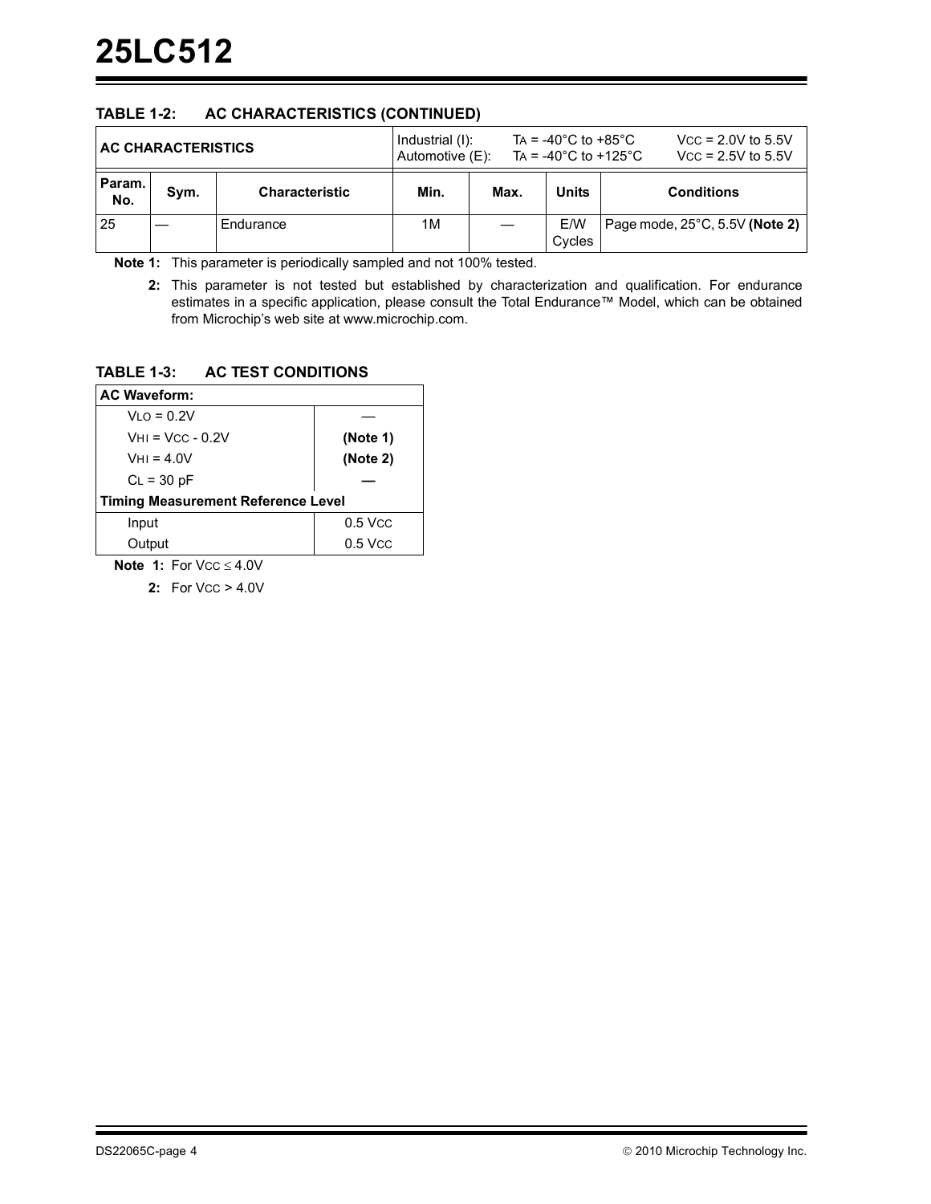**TABLE 1-2: AC CHARACTERISTICS (CONTINUED)**

| AC CHARACTERISTICS | | | Industrial (I): $T_A$ = -40°C to +85°C $V_{CC}$ = 2.0V to 5.5V<br>Automotive (E): $T_A$ = -40°C to +125°C $V_{CC}$ = 2.5V to 5.5V | | | |
|---|---|---|---|---|---|---|
| **Param. No.** | **Sym.** | **Characteristic** | **Min.** | **Max.** | **Units** | **Conditions** |
| 25 | — | Endurance | 1M | — | E/W Cycles | Page mode, 25°C, 5.5V **(Note 2)** |

**Note 1:** This parameter is periodically sampled and not 100% tested.

**2:** This parameter is not tested but established by characterization and qualification. For endurance estimates in a specific application, please consult the Total Endurance™ Model, which can be obtained from Microchip's web site at www.microchip.com.

**TABLE 1-3: AC TEST CONDITIONS**

| **AC Waveform:** | |
|---|---|
| $V_{LO}$ = 0.2V | — |
| $V_{HI}$ = $V_{CC}$ - 0.2V | **(Note 1)** |
| $V_{HI}$ = 4.0V | **(Note 2)** |
| $C_L$ = 30 pF | **—** |
| **Timing Measurement Reference Level** | |
| Input | 0.5 $V_{CC}$ |
| Output | 0.5 $V_{CC}$ |

**Note 1:** For $V_{CC} \leq 4.0V$

**2:** For $V_{CC} > 4.0V$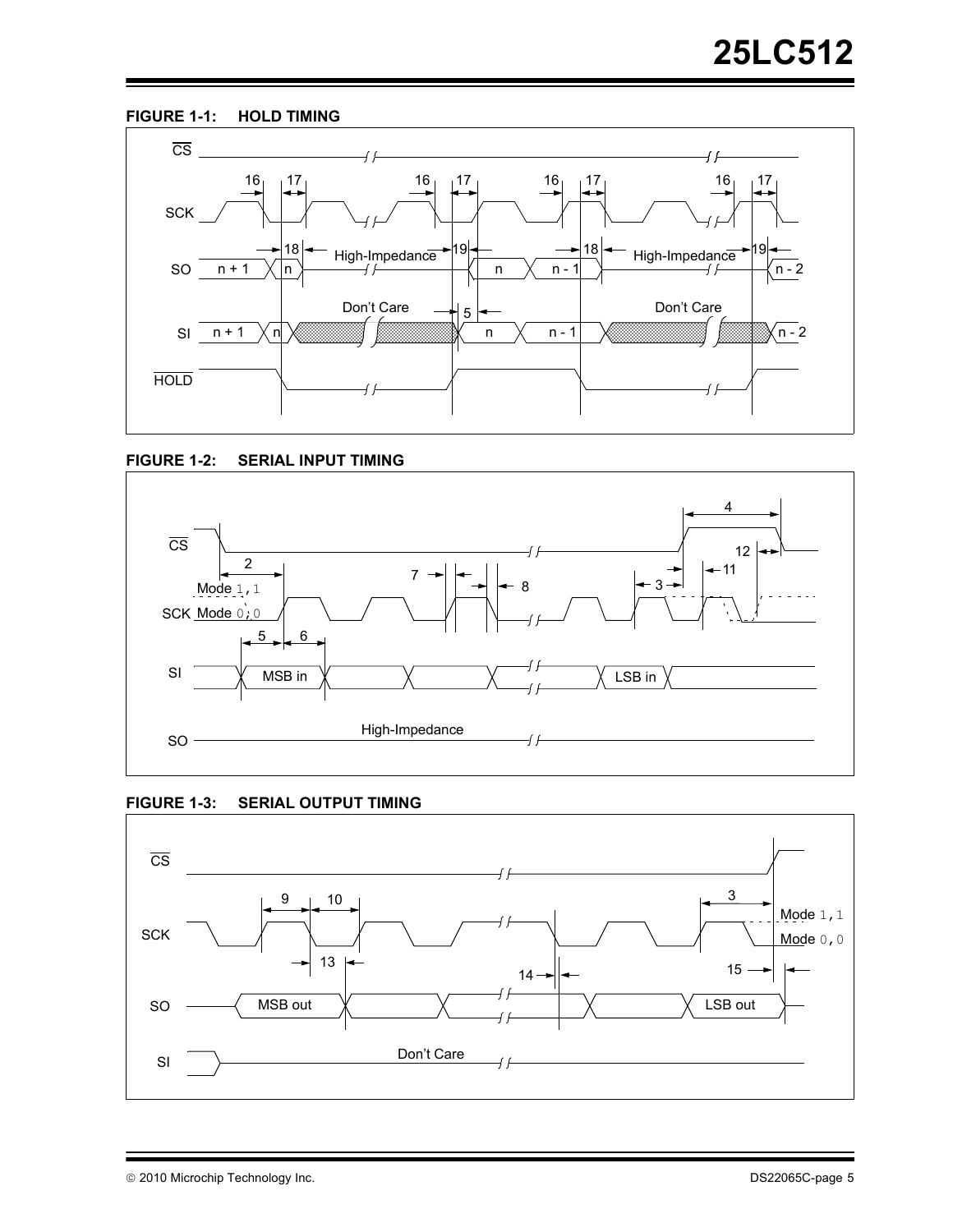**FIGURE 1-1: HOLD TIMING**

**FIGURE 1-2: SERIAL INPUT TIMING**

**FIGURE 1-3: SERIAL OUTPUT TIMING**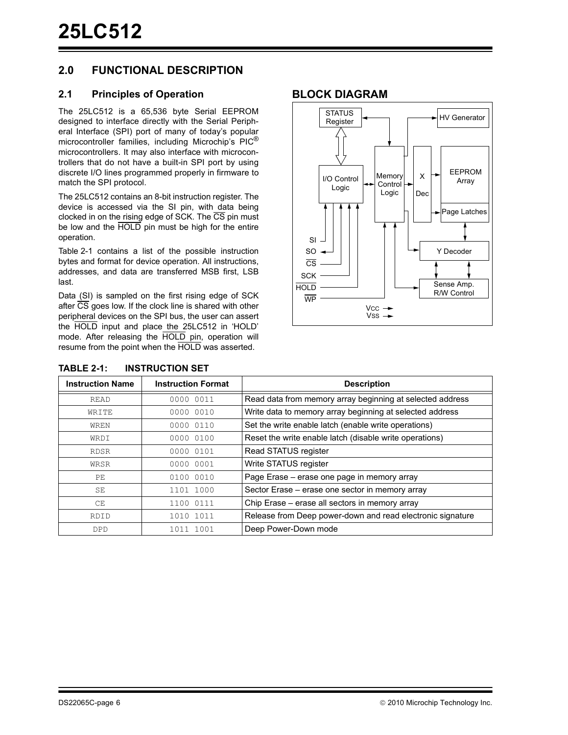## 2.0 FUNCTIONAL DESCRIPTION

### 2.1 Principles of Operation

The 25LC512 is a 65,536 byte Serial EEPROM designed to interface directly with the Serial Peripheral Interface (SPI) port of many of today's popular microcontroller families, including Microchip's PIC® microcontrollers. It may also interface with microcontrollers that do not have a built-in SPI port by using discrete I/O lines programmed properly in firmware to match the SPI protocol.

The 25LC512 contains an 8-bit instruction register. The device is accessed via the SI pin, with data being clocked in on the rising edge of SCK. The $\overline{CS}$ pin must be low and the $\overline{HOLD}$ pin must be high for the entire operation.

Table 2-1 contains a list of the possible instruction bytes and format for device operation. All instructions, addresses, and data are transferred MSB first, LSB last.

Data (SI) is sampled on the first rising edge of SCK after $\overline{CS}$ goes low. If the clock line is shared with other peripheral devices on the SPI bus, the user can assert the $\overline{HOLD}$ input and place the 25LC512 in 'HOLD' mode. After releasing the $\overline{HOLD}$ pin, operation will resume from the point when the $\overline{HOLD}$ was asserted.

### BLOCK DIAGRAM

STATUS Register, HV Generator, I/O Control Logic, Memory Control Logic, X Dec, EEPROM Array, Page Latches, Y Decoder, Sense Amp. R/W Control, SI, SO, $\overline{CS}$, SCK, $\overline{HOLD}$, $\overline{WP}$, VCC, VSS

**TABLE 2-1: INSTRUCTION SET**

| Instruction Name | Instruction Format | Description |
|---|---|---|
| READ | 0000 0011 | Read data from memory array beginning at selected address |
| WRITE | 0000 0010 | Write data to memory array beginning at selected address |
| WREN | 0000 0110 | Set the write enable latch (enable write operations) |
| WRDI | 0000 0100 | Reset the write enable latch (disable write operations) |
| RDSR | 0000 0101 | Read STATUS register |
| WRSR | 0000 0001 | Write STATUS register |
| PE | 0100 0010 | Page Erase – erase one page in memory array |
| SE | 1101 1000 | Sector Erase – erase one sector in memory array |
| CE | 1100 0111 | Chip Erase – erase all sectors in memory array |
| RDID | 1010 1011 | Release from Deep power-down and read electronic signature |
| DPD | 1011 1001 | Deep Power-Down mode |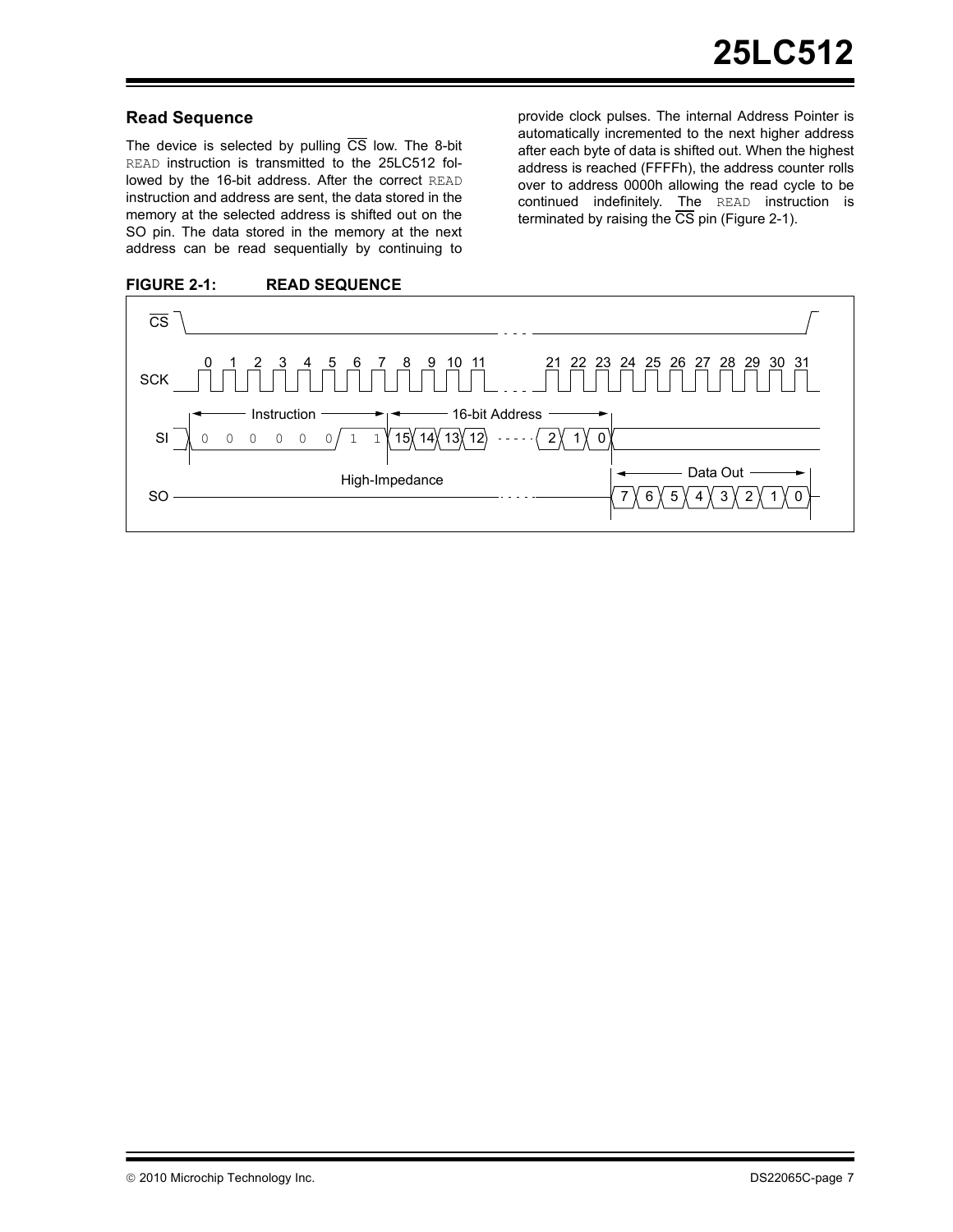### Read Sequence

The device is selected by pulling $\overline{CS}$ low. The 8-bit `READ` instruction is transmitted to the 25LC512 followed by the 16-bit address. After the correct `READ` instruction and address are sent, the data stored in the memory at the selected address is shifted out on the SO pin. The data stored in the memory at the next address can be read sequentially by continuing to provide clock pulses. The internal Address Pointer is automatically incremented to the next higher address after each byte of data is shifted out. When the highest address is reached (FFFFh), the address counter rolls over to address 0000h allowing the read cycle to be continued indefinitely. The `READ` instruction is terminated by raising the $\overline{CS}$ pin (Figure 2-1).

**FIGURE 2-1: READ SEQUENCE**

$\overline{CS}$

SCK 0 1 2 3 4 5 6 7 8 9 10 11 ... 21 22 23 24 25 26 27 28 29 30 31

SI: Instruction: 0 0 0 0 0 0 1 1 | 16-bit Address: 15 14 13 12 ... 2 1 0

SO: High-Impedance | Data Out: 7 6 5 4 3 2 1 0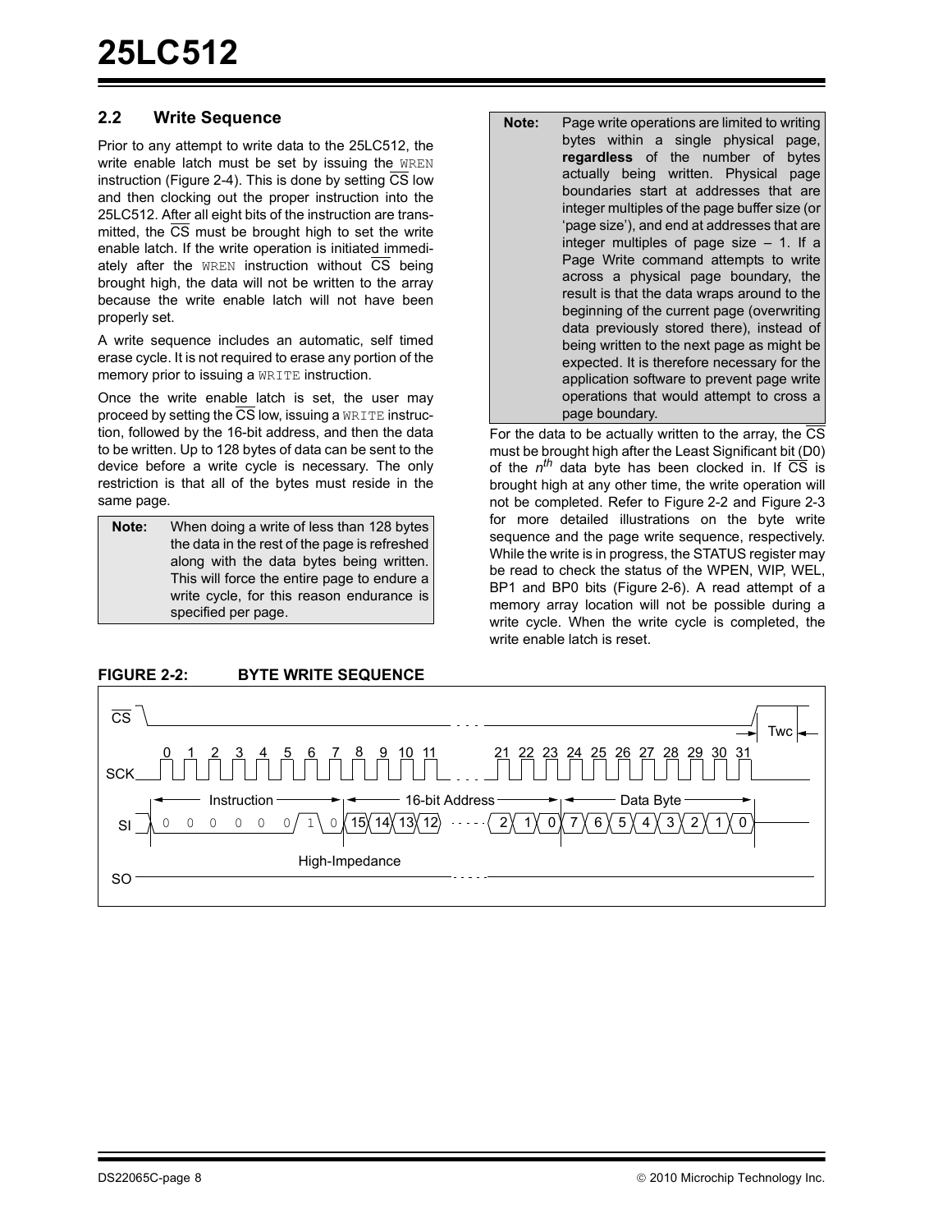## 2.2 Write Sequence

Prior to any attempt to write data to the 25LC512, the write enable latch must be set by issuing the WREN instruction (Figure 2-4). This is done by setting $\overline{CS}$ low and then clocking out the proper instruction into the 25LC512. After all eight bits of the instruction are transmitted, the $\overline{CS}$ must be brought high to set the write enable latch. If the write operation is initiated immediately after the WREN instruction without $\overline{CS}$ being brought high, the data will not be written to the array because the write enable latch will not have been properly set.

A write sequence includes an automatic, self timed erase cycle. It is not required to erase any portion of the memory prior to issuing a WRITE instruction.

Once the write enable latch is set, the user may proceed by setting the $\overline{CS}$ low, issuing a WRITE instruction, followed by the 16-bit address, and then the data to be written. Up to 128 bytes of data can be sent to the device before a write cycle is necessary. The only restriction is that all of the bytes must reside in the same page.

| **Note:** | When doing a write of less than 128 bytes the data in the rest of the page is refreshed along with the data bytes being written. This will force the entire page to endure a write cycle, for this reason endurance is specified per page. |
|---|---|

| **Note:** | Page write operations are limited to writing bytes within a single physical page, **regardless** of the number of bytes actually being written. Physical page boundaries start at addresses that are integer multiples of the page buffer size (or 'page size'), and end at addresses that are integer multiples of page size – 1. If a Page Write command attempts to write across a physical page boundary, the result is that the data wraps around to the beginning of the current page (overwriting data previously stored there), instead of being written to the next page as might be expected. It is therefore necessary for the application software to prevent page write operations that would attempt to cross a page boundary. |
|---|---|

For the data to be actually written to the array, the $\overline{CS}$ must be brought high after the Least Significant bit (D0) of the $n^{th}$ data byte has been clocked in. If $\overline{CS}$ is brought high at any other time, the write operation will not be completed. Refer to Figure 2-2 and Figure 2-3 for more detailed illustrations on the byte write sequence and the page write sequence, respectively. While the write is in progress, the STATUS register may be read to check the status of the WPEN, WIP, WEL, BP1 and BP0 bits (Figure 2-6). A read attempt of a memory array location will not be possible during a write cycle. When the write cycle is completed, the write enable latch is reset.

**FIGURE 2-2: BYTE WRITE SEQUENCE**

CS, SCK (clocks 0–31), SI: Instruction (0 0 0 0 0 0 1 0), 16-bit Address (15 14 13 12 ... 2 1 0), Data Byte (7 6 5 4 3 2 1 0); SO: High-Impedance; Twc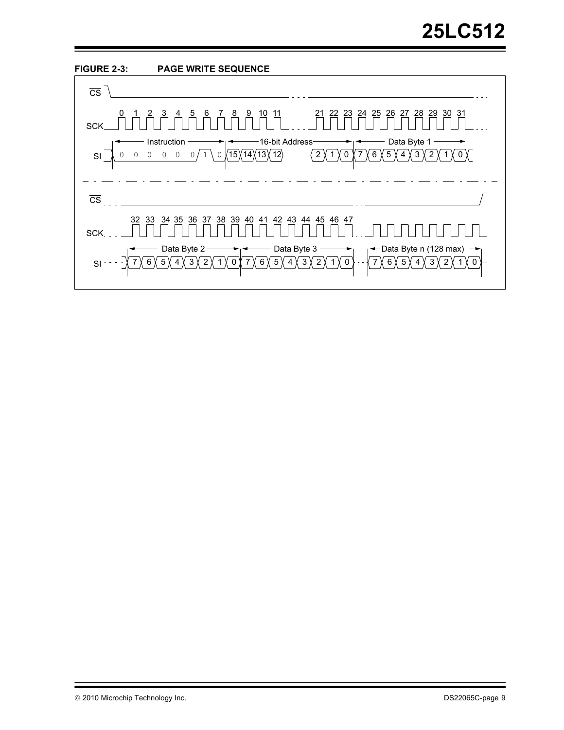**FIGURE 2-3: PAGE WRITE SEQUENCE**

CS

SCK 0 1 2 3 4 5 6 7 8 9 10 11 21 22 23 24 25 26 27 28 29 30 31

SI Instruction: 0 0 0 0 0 0 1 0 | 16-bit Address: 15 14 13 12 ... 2 1 0 | Data Byte 1: 7 6 5 4 3 2 1 0

CS

SCK 32 33 34 35 36 37 38 39 40 41 42 43 44 45 46 47

SI Data Byte 2: 7 6 5 4 3 2 1 0 | Data Byte 3: 7 6 5 4 3 2 1 0 | Data Byte n (128 max): 7 6 5 4 3 2 1 0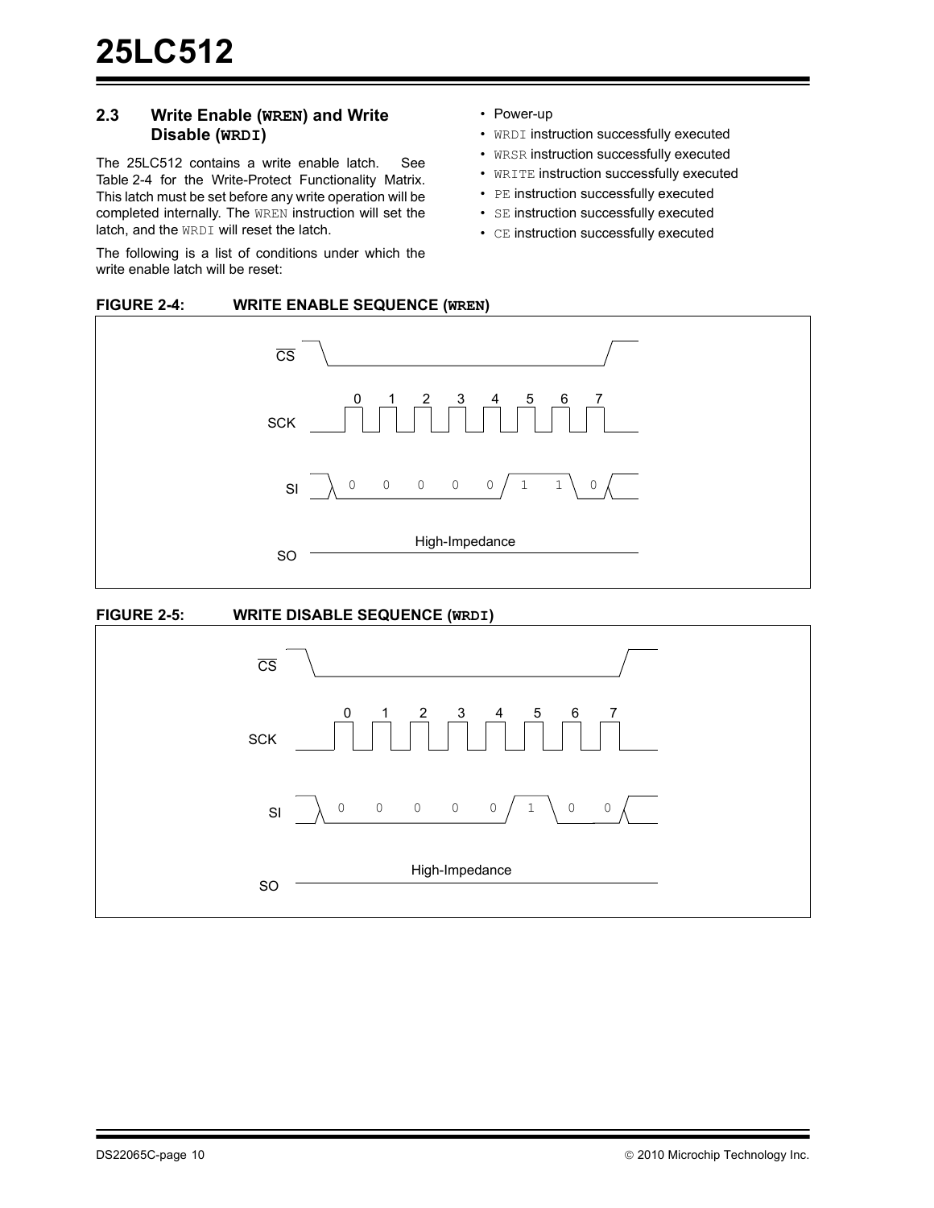## 2.3 Write Enable (WREN) and Write Disable (WRDI)

The 25LC512 contains a write enable latch. See Table 2-4 for the Write-Protect Functionality Matrix. This latch must be set before any write operation will be completed internally. The WREN instruction will set the latch, and the WRDI will reset the latch.

The following is a list of conditions under which the write enable latch will be reset:

- Power-up
- WRDI instruction successfully executed
- WRSR instruction successfully executed
- WRITE instruction successfully executed
- PE instruction successfully executed
- SE instruction successfully executed
- CE instruction successfully executed

**FIGURE 2-4: WRITE ENABLE SEQUENCE (WREN)**

**FIGURE 2-5: WRITE DISABLE SEQUENCE (WRDI)**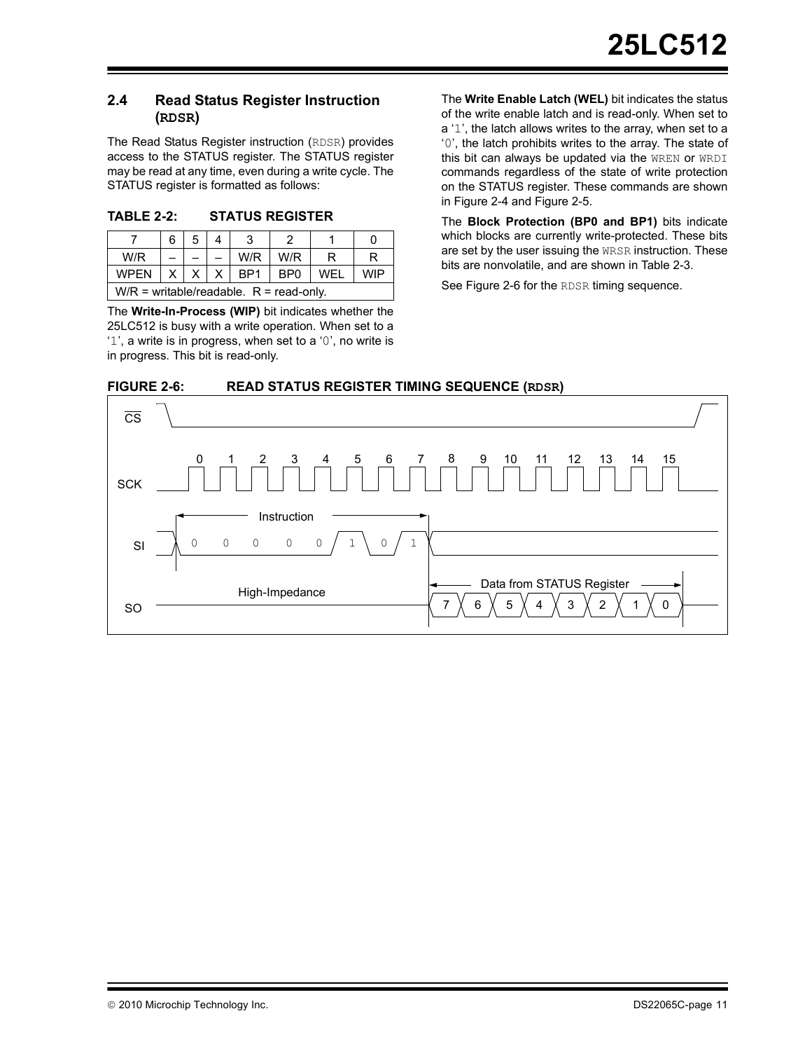## 2.4 Read Status Register Instruction (RDSR)

The Read Status Register instruction (RDSR) provides access to the STATUS register. The STATUS register may be read at any time, even during a write cycle. The STATUS register is formatted as follows:

**TABLE 2-2: STATUS REGISTER**

| 7 | 6 | 5 | 4 | 3 | 2 | 1 | 0 |
|---|---|---|---|---|---|---|---|
| W/R | – | – | – | W/R | W/R | R | R |
| WPEN | X | X | X | BP1 | BP0 | WEL | WIP |
| W/R = writable/readable. R = read-only. | | | | | | | |

The **Write-In-Process (WIP)** bit indicates whether the 25LC512 is busy with a write operation. When set to a '1', a write is in progress, when set to a '0', no write is in progress. This bit is read-only.

The **Write Enable Latch (WEL)** bit indicates the status of the write enable latch and is read-only. When set to a '1', the latch allows writes to the array, when set to a '0', the latch prohibits writes to the array. The state of this bit can always be updated via the WREN or WRDI commands regardless of the state of write protection on the STATUS register. These commands are shown in Figure 2-4 and Figure 2-5.

The **Block Protection (BP0 and BP1)** bits indicate which blocks are currently write-protected. These bits are set by the user issuing the WRSR instruction. These bits are nonvolatile, and are shown in Table 2-3.

See Figure 2-6 for the RDSR timing sequence.

**FIGURE 2-6: READ STATUS REGISTER TIMING SEQUENCE (RDSR)**

CS

SCK: 0 1 2 3 4 5 6 7 8 9 10 11 12 13 14 15

SI: Instruction: 0 0 0 0 0 1 0 1

SO: High-Impedance | Data from STATUS Register: 7 6 5 4 3 2 1 0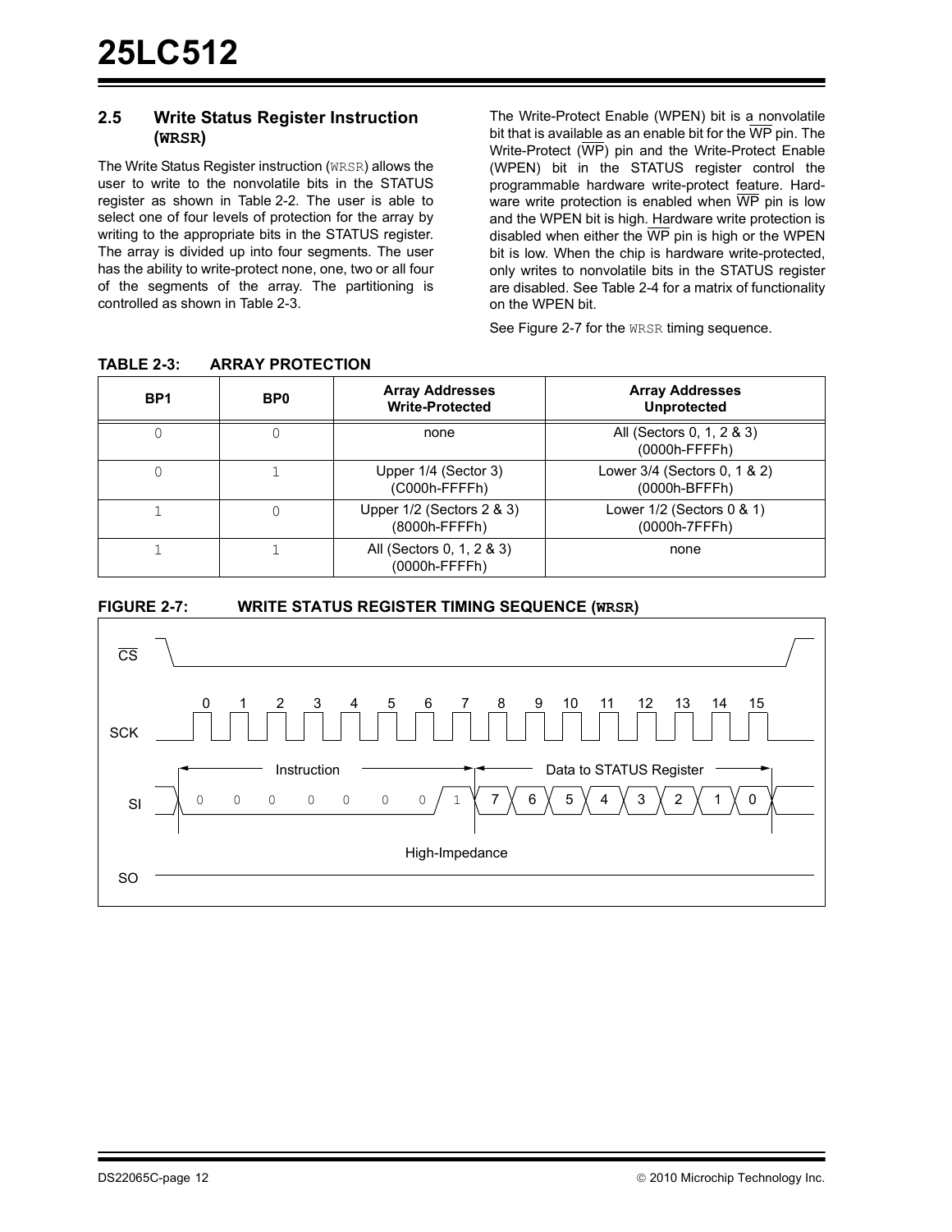## 2.5 Write Status Register Instruction (WRSR)

The Write Status Register instruction (WRSR) allows the user to write to the nonvolatile bits in the STATUS register as shown in Table 2-2. The user is able to select one of four levels of protection for the array by writing to the appropriate bits in the STATUS register. The array is divided up into four segments. The user has the ability to write-protect none, one, two or all four of the segments of the array. The partitioning is controlled as shown in Table 2-3.

The Write-Protect Enable (WPEN) bit is a nonvolatile bit that is available as an enable bit for the WP pin. The Write-Protect (WP) pin and the Write-Protect Enable (WPEN) bit in the STATUS register control the programmable hardware write-protect feature. Hardware write protection is enabled when WP pin is low and the WPEN bit is high. Hardware write protection is disabled when either the WP pin is high or the WPEN bit is low. When the chip is hardware write-protected, only writes to nonvolatile bits in the STATUS register are disabled. See Table 2-4 for a matrix of functionality on the WPEN bit.

See Figure 2-7 for the WRSR timing sequence.

**TABLE 2-3: ARRAY PROTECTION**

| BP1 | BP0 | Array Addresses Write-Protected | Array Addresses Unprotected |
|---|---|---|---|
| 0 | 0 | none | All (Sectors 0, 1, 2 & 3) (0000h-FFFFh) |
| 0 | 1 | Upper 1/4 (Sector 3) (C000h-FFFFh) | Lower 3/4 (Sectors 0, 1 & 2) (0000h-BFFFh) |
| 1 | 0 | Upper 1/2 (Sectors 2 & 3) (8000h-FFFFh) | Lower 1/2 (Sectors 0 & 1) (0000h-7FFFh) |
| 1 | 1 | All (Sectors 0, 1, 2 & 3) (0000h-FFFFh) | none |

**FIGURE 2-7: WRITE STATUS REGISTER TIMING SEQUENCE (WRSR)**

CS

SCK: 0 1 2 3 4 5 6 7 8 9 10 11 12 13 14 15

SI: Instruction: 0 0 0 0 0 0 0 1 — Data to STATUS Register: 7 6 5 4 3 2 1 0

SO: High-Impedance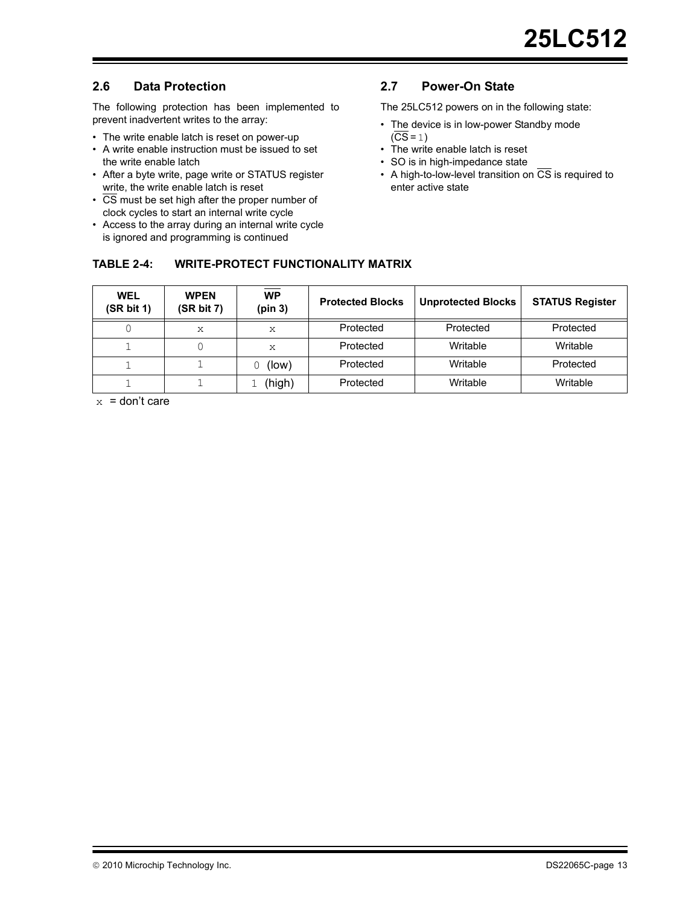## 2.6 Data Protection

The following protection has been implemented to prevent inadvertent writes to the array:

- The write enable latch is reset on power-up
- A write enable instruction must be issued to set the write enable latch
- After a byte write, page write or STATUS register write, the write enable latch is reset
- $\overline{CS}$ must be set high after the proper number of clock cycles to start an internal write cycle
- Access to the array during an internal write cycle is ignored and programming is continued

## 2.7 Power-On State

The 25LC512 powers on in the following state:

- The device is in low-power Standby mode ($\overline{CS}$ = 1)
- The write enable latch is reset
- SO is in high-impedance state
- A high-to-low-level transition on $\overline{CS}$ is required to enter active state

**TABLE 2-4: WRITE-PROTECT FUNCTIONALITY MATRIX**

| WEL (SR bit 1) | WPEN (SR bit 7) | $\overline{WP}$ (pin 3) | Protected Blocks | Unprotected Blocks | STATUS Register |
|---|---|---|---|---|---|
| 0 | x | x | Protected | Protected | Protected |
| 1 | 0 | x | Protected | Writable | Writable |
| 1 | 1 | 0 (low) | Protected | Writable | Protected |
| 1 | 1 | 1 (high) | Protected | Writable | Writable |

x = don't care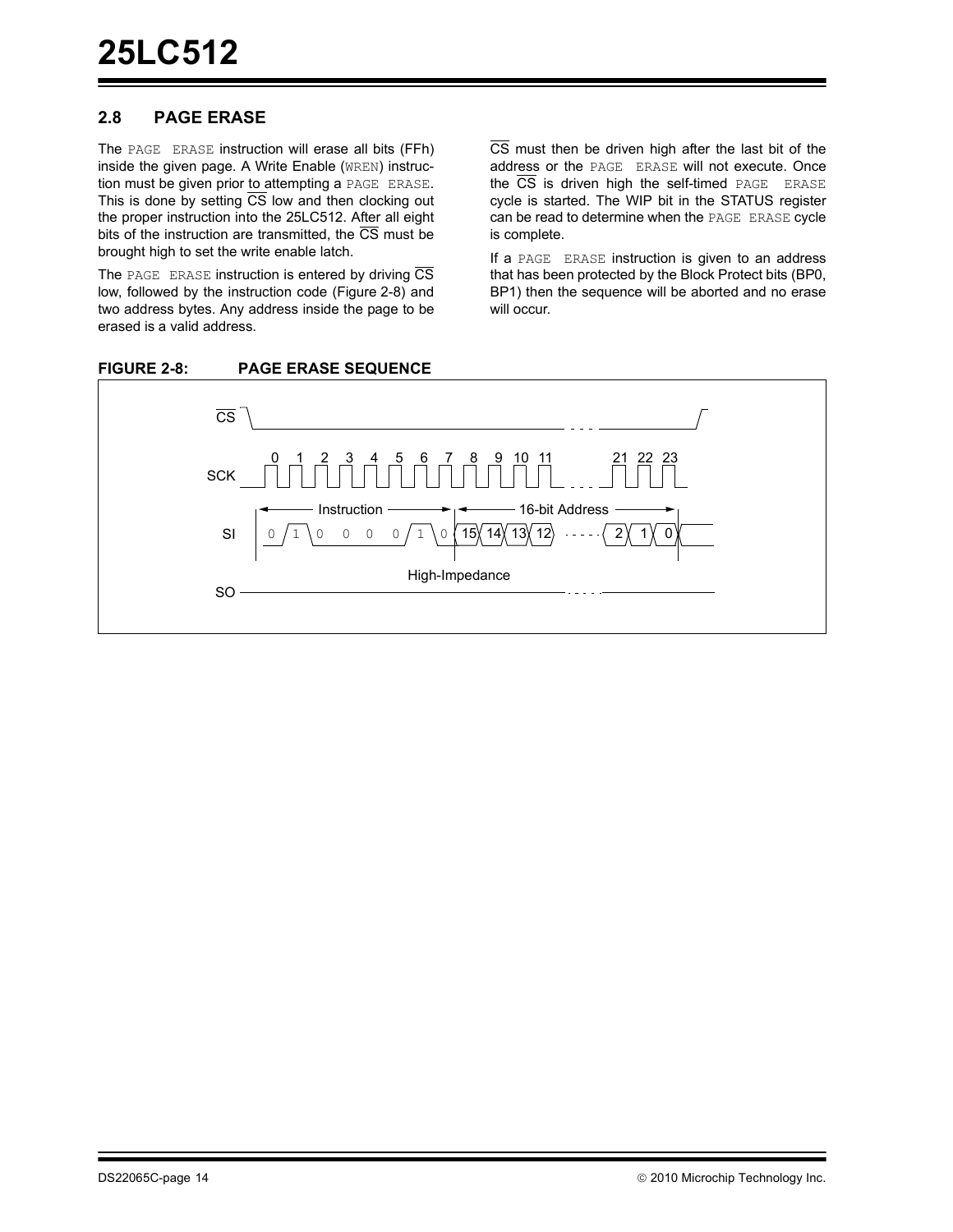## 2.8 PAGE ERASE

The PAGE ERASE instruction will erase all bits (FFh) inside the given page. A Write Enable (WREN) instruction must be given prior to attempting a PAGE ERASE. This is done by setting CS low and then clocking out the proper instruction into the 25LC512. After all eight bits of the instruction are transmitted, the CS must be brought high to set the write enable latch.

The PAGE ERASE instruction is entered by driving CS low, followed by the instruction code (Figure 2-8) and two address bytes. Any address inside the page to be erased is a valid address.

CS must then be driven high after the last bit of the address or the PAGE ERASE will not execute. Once the CS is driven high the self-timed PAGE ERASE cycle is started. The WIP bit in the STATUS register can be read to determine when the PAGE ERASE cycle is complete.

If a PAGE ERASE instruction is given to an address that has been protected by the Block Protect bits (BP0, BP1) then the sequence will be aborted and no erase will occur.

**FIGURE 2-8: PAGE ERASE SEQUENCE**

CS

SCK: 0 1 2 3 4 5 6 7 8 9 10 11 ... 21 22 23

SI: Instruction: 0 1 0 0 0 0 1 0 | 16-bit Address: 15 14 13 12 ... 2 1 0

SO: High-Impedance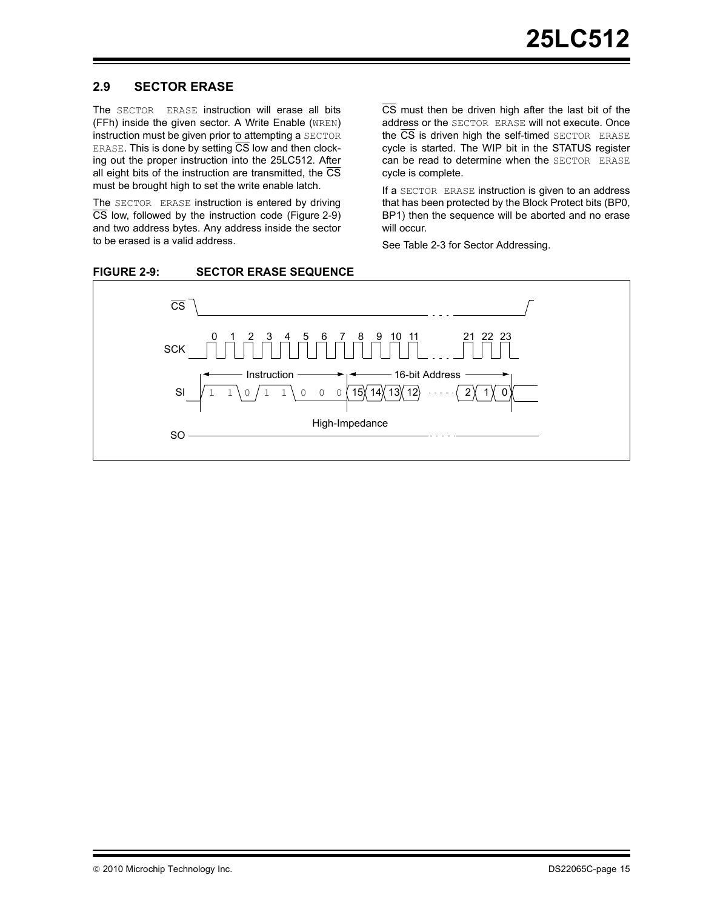## 2.9 SECTOR ERASE

The SECTOR ERASE instruction will erase all bits (FFh) inside the given sector. A Write Enable (WREN) instruction must be given prior to attempting a SECTOR ERASE. This is done by setting CS low and then clocking out the proper instruction into the 25LC512. After all eight bits of the instruction are transmitted, the CS must be brought high to set the write enable latch.

The SECTOR ERASE instruction is entered by driving CS low, followed by the instruction code (Figure 2-9) and two address bytes. Any address inside the sector to be erased is a valid address.

CS must then be driven high after the last bit of the address or the SECTOR ERASE will not execute. Once the CS is driven high the self-timed SECTOR ERASE cycle is started. The WIP bit in the STATUS register can be read to determine when the SECTOR ERASE cycle is complete.

If a SECTOR ERASE instruction is given to an address that has been protected by the Block Protect bits (BP0, BP1) then the sequence will be aborted and no erase will occur.

See Table 2-3 for Sector Addressing.

**FIGURE 2-9: SECTOR ERASE SEQUENCE**

CS

SCK 0 1 2 3 4 5 6 7 8 9 10 11 21 22 23

Instruction — 16-bit Address

SI 1 1 0 1 1 0 0 0 15 14 13 12 ... 2 1 0

High-Impedance

SO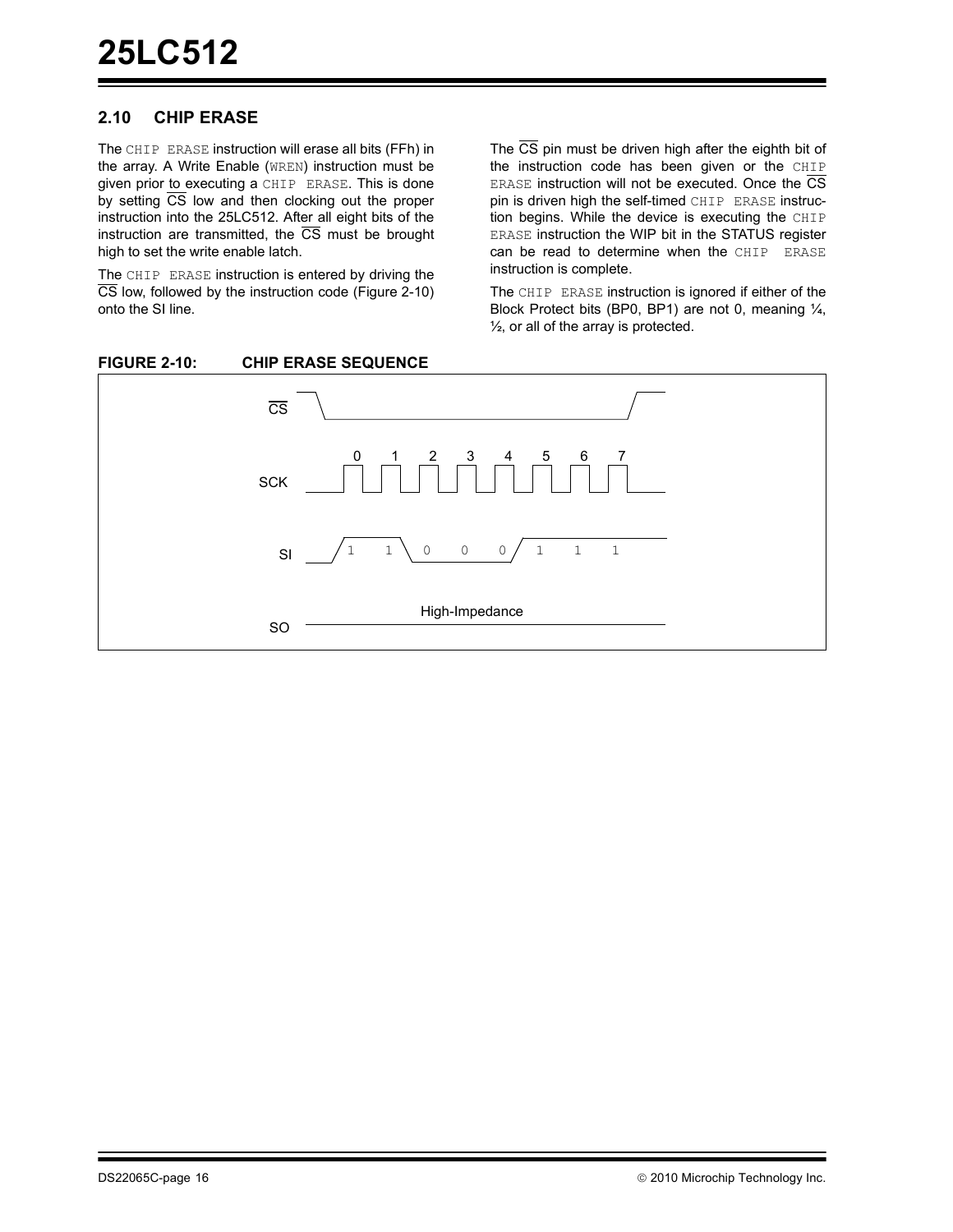## 2.10 CHIP ERASE

The CHIP ERASE instruction will erase all bits (FFh) in the array. A Write Enable (WREN) instruction must be given prior to executing a CHIP ERASE. This is done by setting CS low and then clocking out the proper instruction into the 25LC512. After all eight bits of the instruction are transmitted, the CS must be brought high to set the write enable latch.

The CHIP ERASE instruction is entered by driving the CS low, followed by the instruction code (Figure 2-10) onto the SI line.

The CS pin must be driven high after the eighth bit of the instruction code has been given or the CHIP ERASE instruction will not be executed. Once the CS pin is driven high the self-timed CHIP ERASE instruction begins. While the device is executing the CHIP ERASE instruction the WIP bit in the STATUS register can be read to determine when the CHIP ERASE instruction is complete.

The CHIP ERASE instruction is ignored if either of the Block Protect bits (BP0, BP1) are not 0, meaning ¼, ½, or all of the array is protected.

**FIGURE 2-10: CHIP ERASE SEQUENCE**

CS

SCK 0 1 2 3 4 5 6 7

SI 1 1 0 0 0 1 1 1

SO High-Impedance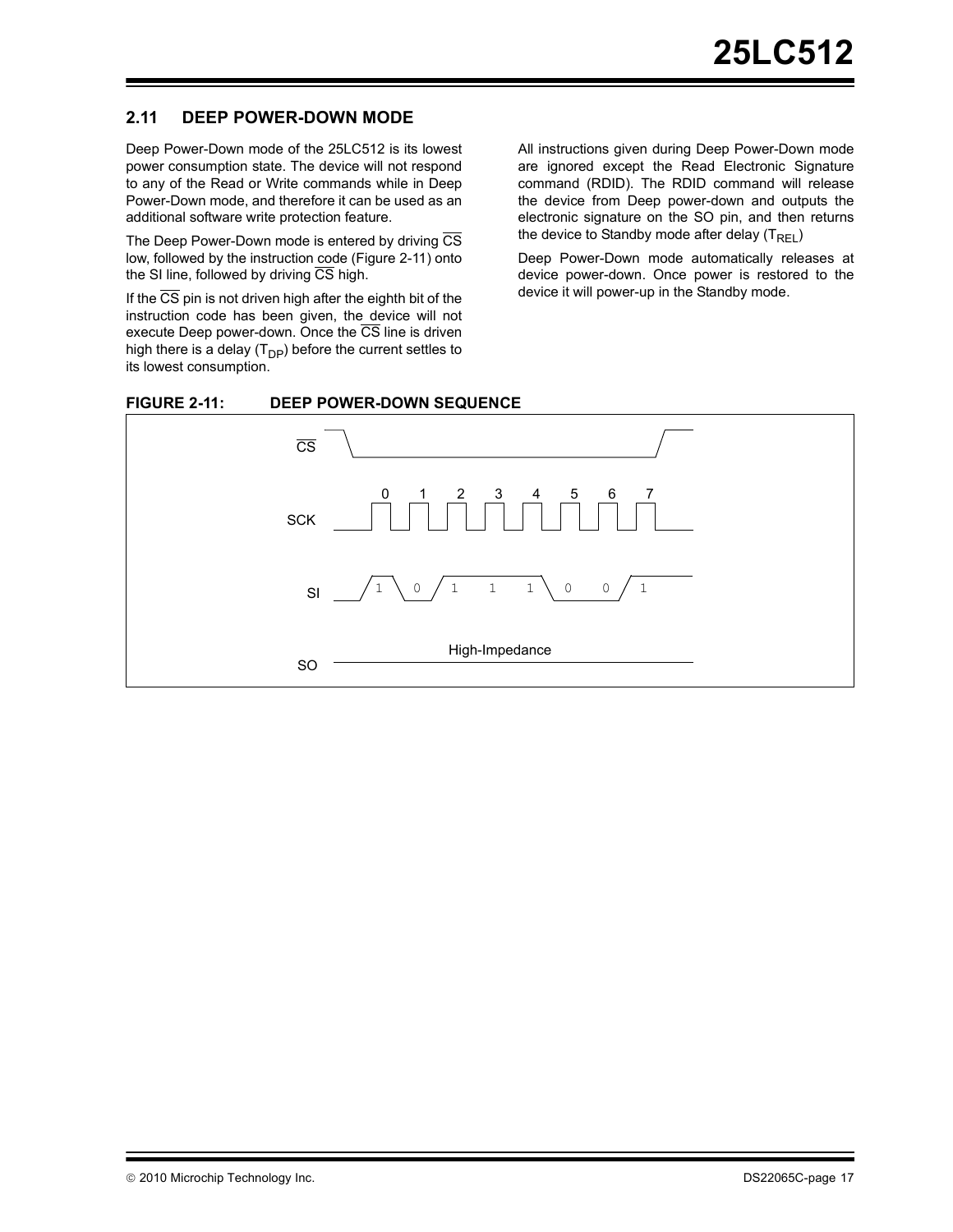## 2.11 DEEP POWER-DOWN MODE

Deep Power-Down mode of the 25LC512 is its lowest power consumption state. The device will not respond to any of the Read or Write commands while in Deep Power-Down mode, and therefore it can be used as an additional software write protection feature.

The Deep Power-Down mode is entered by driving $\overline{CS}$ low, followed by the instruction code (Figure 2-11) onto the SI line, followed by driving $\overline{CS}$ high.

If the $\overline{CS}$ pin is not driven high after the eighth bit of the instruction code has been given, the device will not execute Deep power-down. Once the $\overline{CS}$ line is driven high there is a delay ($T_{DP}$) before the current settles to its lowest consumption.

All instructions given during Deep Power-Down mode are ignored except the Read Electronic Signature command (RDID). The RDID command will release the device from Deep power-down and outputs the electronic signature on the SO pin, and then returns the device to Standby mode after delay ($T_{REL}$)

Deep Power-Down mode automatically releases at device power-down. Once power is restored to the device it will power-up in the Standby mode.

**FIGURE 2-11: DEEP POWER-DOWN SEQUENCE**

$\overline{CS}$

SCK: 0 1 2 3 4 5 6 7

SI: 1 0 1 1 1 0 0 1

SO: High-Impedance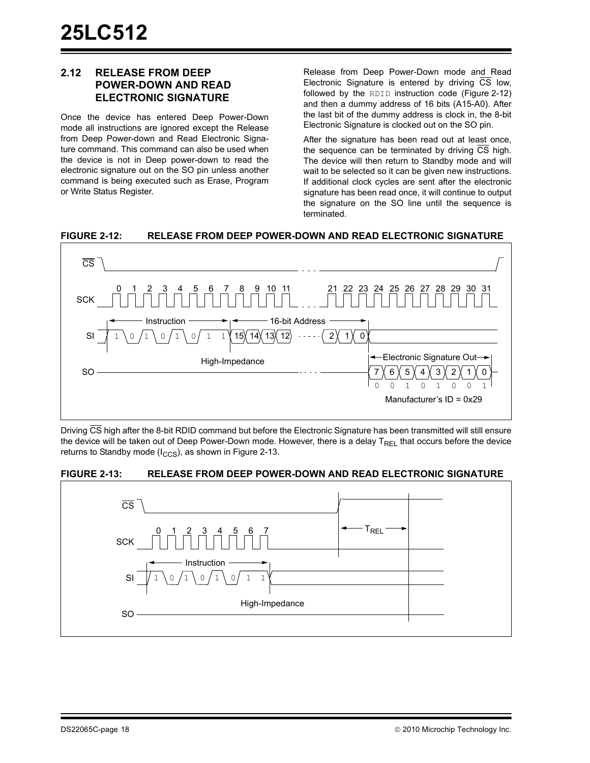## 2.12 RELEASE FROM DEEP POWER-DOWN AND READ ELECTRONIC SIGNATURE

Once the device has entered Deep Power-Down mode all instructions are ignored except the Release from Deep Power-down and Read Electronic Signature command. This command can also be used when the device is not in Deep power-down to read the electronic signature out on the SO pin unless another command is being executed such as Erase, Program or Write Status Register.

Release from Deep Power-Down mode and Read Electronic Signature is entered by driving $\overline{CS}$ low, followed by the `RDID` instruction code (Figure 2-12) and then a dummy address of 16 bits (A15-A0). After the last bit of the dummy address is clock in, the 8-bit Electronic Signature is clocked out on the SO pin.

After the signature has been read out at least once, the sequence can be terminated by driving $\overline{CS}$ high. The device will then return to Standby mode and will wait to be selected so it can be given new instructions. If additional clock cycles are sent after the electronic signature has been read once, it will continue to output the signature on the SO line until the sequence is terminated.

**FIGURE 2-12: RELEASE FROM DEEP POWER-DOWN AND READ ELECTRONIC SIGNATURE**

Driving $\overline{CS}$ high after the 8-bit RDID command but before the Electronic Signature has been transmitted will still ensure the device will be taken out of Deep Power-Down mode. However, there is a delay $T_{REL}$ that occurs before the device returns to Standby mode ($I_{CCS}$), as shown in Figure 2-13.

**FIGURE 2-13: RELEASE FROM DEEP POWER-DOWN AND READ ELECTRONIC SIGNATURE**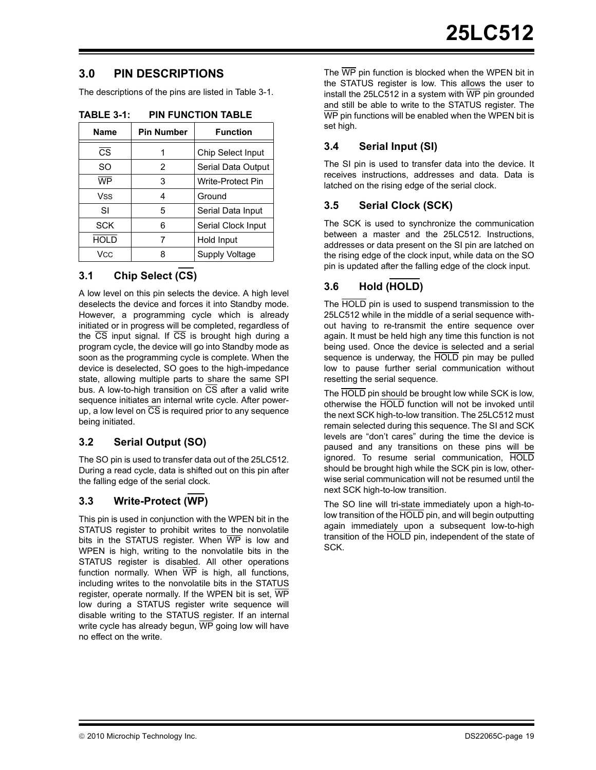## 3.0 PIN DESCRIPTIONS

The descriptions of the pins are listed in Table 3-1.

**TABLE 3-1: PIN FUNCTION TABLE**

| Name | Pin Number | Function |
|---|---|---|
| $\overline{CS}$ | 1 | Chip Select Input |
| SO | 2 | Serial Data Output |
| $\overline{WP}$ | 3 | Write-Protect Pin |
| VSS | 4 | Ground |
| SI | 5 | Serial Data Input |
| SCK | 6 | Serial Clock Input |
| $\overline{HOLD}$ | 7 | Hold Input |
| VCC | 8 | Supply Voltage |

### 3.1 Chip Select ($\overline{CS}$)

A low level on this pin selects the device. A high level deselects the device and forces it into Standby mode. However, a programming cycle which is already initiated or in progress will be completed, regardless of the $\overline{CS}$ input signal. If $\overline{CS}$ is brought high during a program cycle, the device will go into Standby mode as soon as the programming cycle is complete. When the device is deselected, SO goes to the high-impedance state, allowing multiple parts to share the same SPI bus. A low-to-high transition on $\overline{CS}$ after a valid write sequence initiates an internal write cycle. After power-up, a low level on $\overline{CS}$ is required prior to any sequence being initiated.

### 3.2 Serial Output (SO)

The SO pin is used to transfer data out of the 25LC512. During a read cycle, data is shifted out on this pin after the falling edge of the serial clock.

### 3.3 Write-Protect ($\overline{WP}$)

This pin is used in conjunction with the WPEN bit in the STATUS register to prohibit writes to the nonvolatile bits in the STATUS register. When $\overline{WP}$ is low and WPEN is high, writing to the nonvolatile bits in the STATUS register is disabled. All other operations function normally. When $\overline{WP}$ is high, all functions, including writes to the nonvolatile bits in the STATUS register, operate normally. If the WPEN bit is set, $\overline{WP}$ low during a STATUS register write sequence will disable writing to the STATUS register. If an internal write cycle has already begun, $\overline{WP}$ going low will have no effect on the write.

The $\overline{WP}$ pin function is blocked when the WPEN bit in the STATUS register is low. This allows the user to install the 25LC512 in a system with $\overline{WP}$ pin grounded and still be able to write to the STATUS register. The $\overline{WP}$ pin functions will be enabled when the WPEN bit is set high.

### 3.4 Serial Input (SI)

The SI pin is used to transfer data into the device. It receives instructions, addresses and data. Data is latched on the rising edge of the serial clock.

### 3.5 Serial Clock (SCK)

The SCK is used to synchronize the communication between a master and the 25LC512. Instructions, addresses or data present on the SI pin are latched on the rising edge of the clock input, while data on the SO pin is updated after the falling edge of the clock input.

### 3.6 Hold ($\overline{HOLD}$)

The $\overline{HOLD}$ pin is used to suspend transmission to the 25LC512 while in the middle of a serial sequence without having to re-transmit the entire sequence over again. It must be held high any time this function is not being used. Once the device is selected and a serial sequence is underway, the $\overline{HOLD}$ pin may be pulled low to pause further serial communication without resetting the serial sequence.

The $\overline{HOLD}$ pin should be brought low while SCK is low, otherwise the $\overline{HOLD}$ function will not be invoked until the next SCK high-to-low transition. The 25LC512 must remain selected during this sequence. The SI and SCK levels are "don't cares" during the time the device is paused and any transitions on these pins will be ignored. To resume serial communication, $\overline{HOLD}$ should be brought high while the SCK pin is low, otherwise serial communication will not be resumed until the next SCK high-to-low transition.

The SO line will tri-state immediately upon a high-to-low transition of the $\overline{HOLD}$ pin, and will begin outputting again immediately upon a subsequent low-to-high transition of the $\overline{HOLD}$ pin, independent of the state of SCK.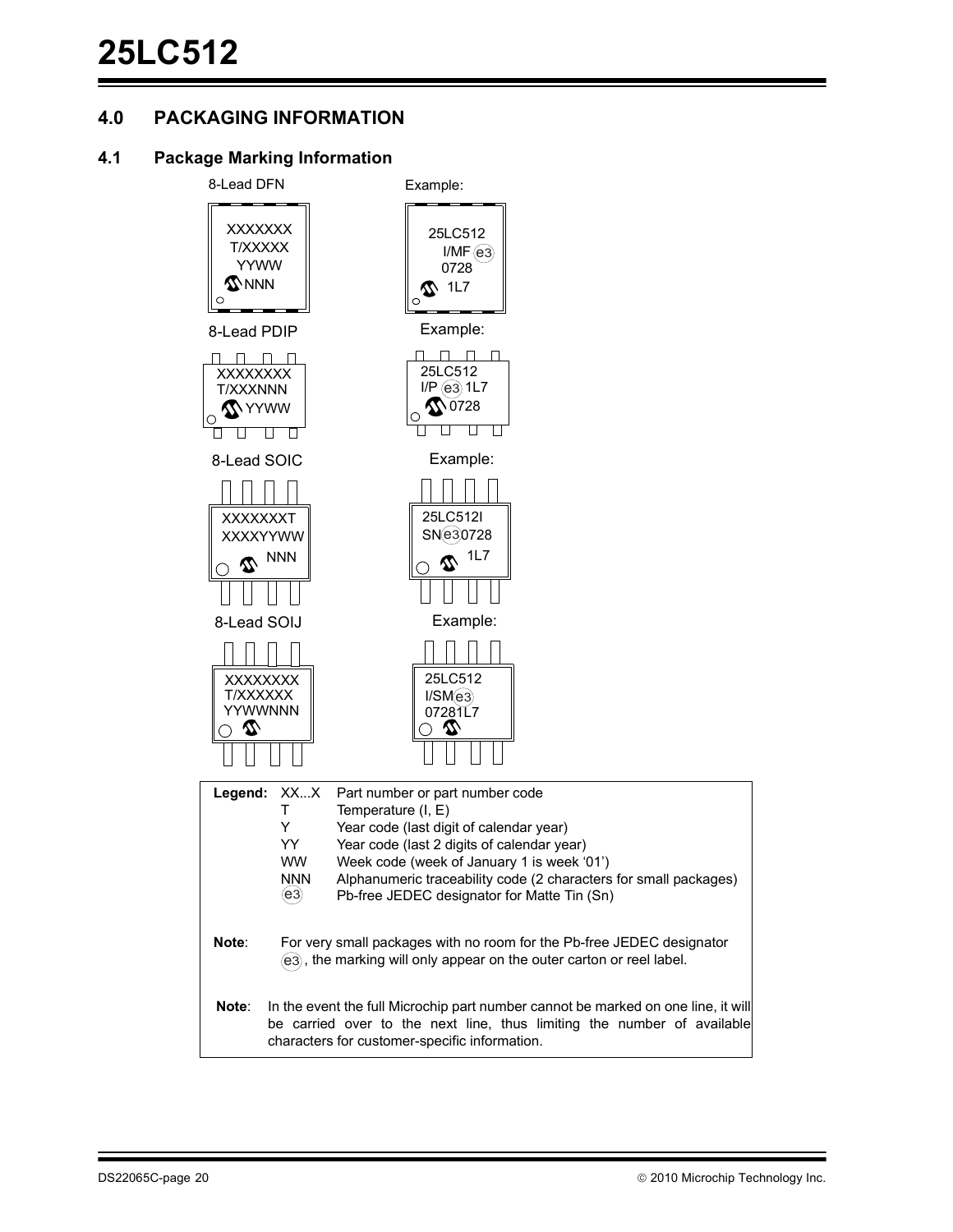## 4.0 PACKAGING INFORMATION

### 4.1 Package Marking Information

8-Lead DFN

```
XXXXXXX
T/XXXXX
YYWW
NNN
```

Example:

```
25LC512
I/MF e3
0728
1L7
```

8-Lead PDIP

```
XXXXXXXX
T/XXXNNN
YYWW
```

Example:

```
25LC512
I/P e3 1L7
0728
```

8-Lead SOIC

```
XXXXXXXT
XXXXYYWW
NNN
```

Example:

```
25LC512I
SN e3 0728
1L7
```

8-Lead SOIJ

```
XXXXXXXX
T/XXXXXX
YYWWNNN
```

Example:

```
25LC512
I/SM e3
07281L7
```

| Legend: | | |
|---|---|---|
| | XX...X | Part number or part number code |
| | T | Temperature (I, E) |
| | Y | Year code (last digit of calendar year) |
| | YY | Year code (last 2 digits of calendar year) |
| | WW | Week code (week of January 1 is week '01') |
| | NNN | Alphanumeric traceability code (2 characters for small packages) |
| | e3 | Pb-free JEDEC designator for Matte Tin (Sn) |

**Note**: For very small packages with no room for the Pb-free JEDEC designator e3, the marking will only appear on the outer carton or reel label.

**Note**: In the event the full Microchip part number cannot be marked on one line, it will be carried over to the next line, thus limiting the number of available characters for customer-specific information.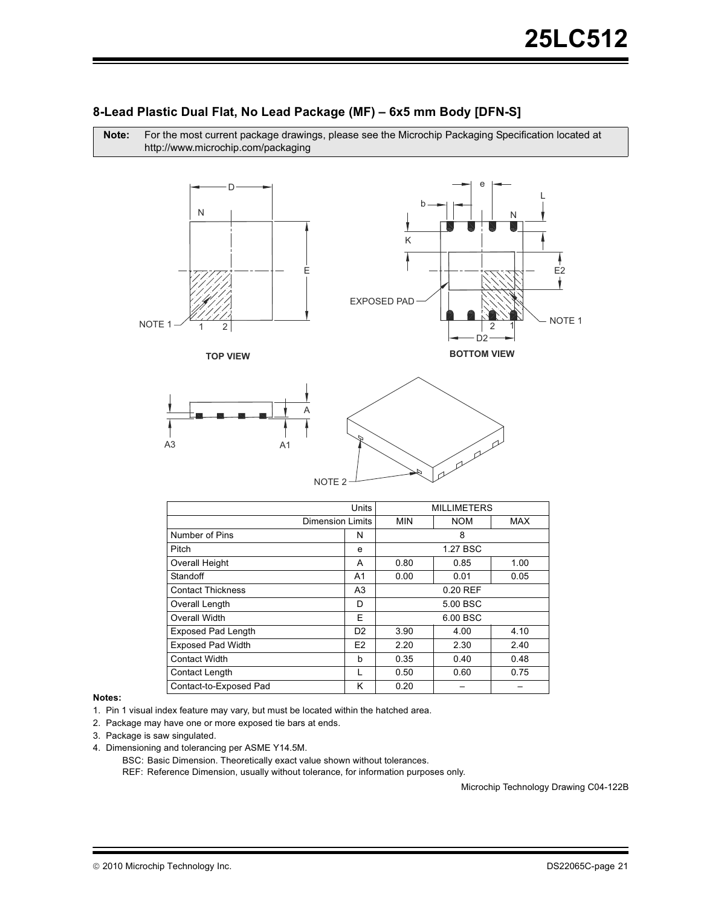## 8-Lead Plastic Dual Flat, No Lead Package (MF) – 6x5 mm Body [DFN-S]

**Note:** For the most current package drawings, please see the Microchip Packaging Specification located at http://www.microchip.com/packaging

| Units | | MILLIMETERS | | |
|---|---|---|---|---|
| Dimension Limits | | MIN | NOM | MAX |
| Number of Pins | N | | 8 | |
| Pitch | e | | 1.27 BSC | |
| Overall Height | A | 0.80 | 0.85 | 1.00 |
| Standoff | A1 | 0.00 | 0.01 | 0.05 |
| Contact Thickness | A3 | | 0.20 REF | |
| Overall Length | D | | 5.00 BSC | |
| Overall Width | E | | 6.00 BSC | |
| Exposed Pad Length | D2 | 3.90 | 4.00 | 4.10 |
| Exposed Pad Width | E2 | 2.20 | 2.30 | 2.40 |
| Contact Width | b | 0.35 | 0.40 | 0.48 |
| Contact Length | L | 0.50 | 0.60 | 0.75 |
| Contact-to-Exposed Pad | K | 0.20 | – | – |

**Notes:**

1. Pin 1 visual index feature may vary, but must be located within the hatched area.
2. Package may have one or more exposed tie bars at ends.
3. Package is saw singulated.
4. Dimensioning and tolerancing per ASME Y14.5M.

   BSC: Basic Dimension. Theoretically exact value shown without tolerances.

   REF: Reference Dimension, usually without tolerance, for information purposes only.

Microchip Technology Drawing C04-122B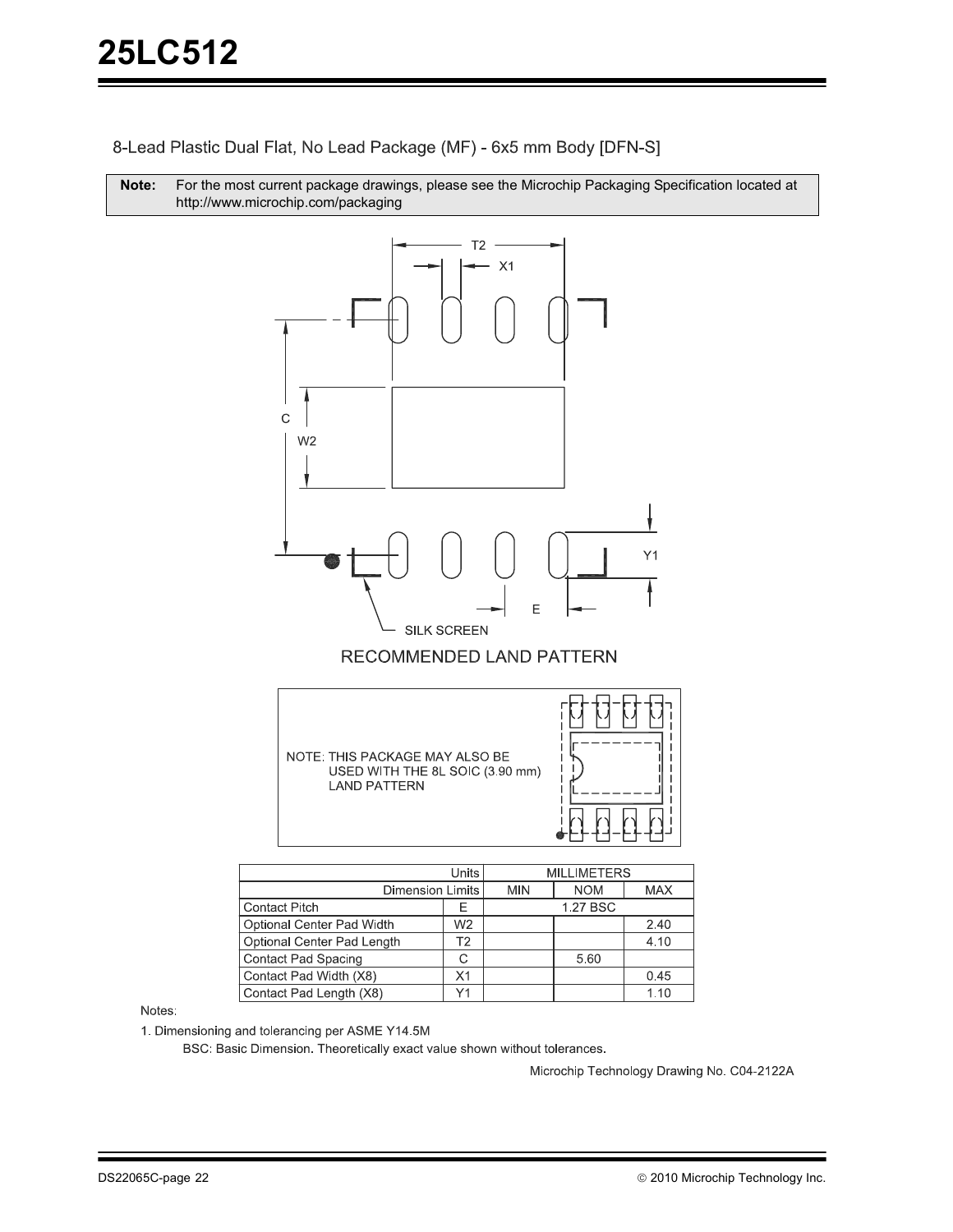## 8-Lead Plastic Dual Flat, No Lead Package (MF) - 6x5 mm Body [DFN-S]

| **Note:** | For the most current package drawings, please see the Microchip Packaging Specification located at http://www.microchip.com/packaging |
|---|---|

RECOMMENDED LAND PATTERN

NOTE: THIS PACKAGE MAY ALSO BE USED WITH THE 8L SOIC (3.90 mm) LAND PATTERN

| Units | | MILLIMETERS | | |
|---|---|---|---|---|
| Dimension Limits | | MIN | NOM | MAX |
| Contact Pitch | E | | 1.27 BSC | |
| Optional Center Pad Width | W2 | | | 2.40 |
| Optional Center Pad Length | T2 | | | 4.10 |
| Contact Pad Spacing | C | | 5.60 | |
| Contact Pad Width (X8) | X1 | | | 0.45 |
| Contact Pad Length (X8) | Y1 | | | 1.10 |

Notes:

1. Dimensioning and tolerancing per ASME Y14.5M

   BSC: Basic Dimension. Theoretically exact value shown without tolerances.

Microchip Technology Drawing No. C04-2122A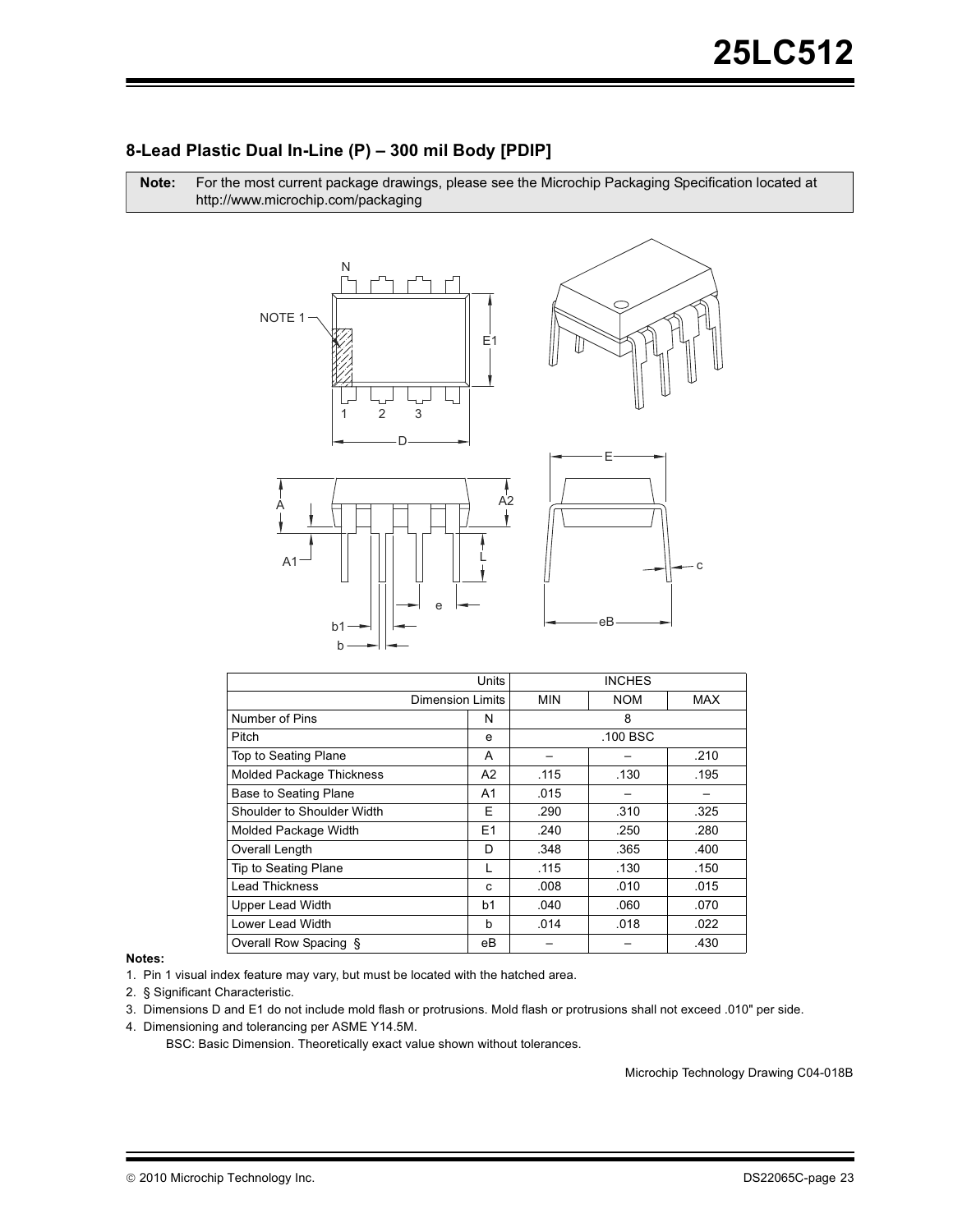## 8-Lead Plastic Dual In-Line (P) – 300 mil Body [PDIP]

| **Note:** | For the most current package drawings, please see the Microchip Packaging Specification located at http://www.microchip.com/packaging |
|---|---|

| Units | | INCHES | | |
|---|---|---|---|---|
| Dimension Limits | | MIN | NOM | MAX |
| Number of Pins | N | | 8 | |
| Pitch | e | | .100 BSC | |
| Top to Seating Plane | A | – | – | .210 |
| Molded Package Thickness | A2 | .115 | .130 | .195 |
| Base to Seating Plane | A1 | .015 | – | – |
| Shoulder to Shoulder Width | E | .290 | .310 | .325 |
| Molded Package Width | E1 | .240 | .250 | .280 |
| Overall Length | D | .348 | .365 | .400 |
| Tip to Seating Plane | L | .115 | .130 | .150 |
| Lead Thickness | c | .008 | .010 | .015 |
| Upper Lead Width | b1 | .040 | .060 | .070 |
| Lower Lead Width | b | .014 | .018 | .022 |
| Overall Row Spacing § | eB | – | – | .430 |

**Notes:**

1. Pin 1 visual index feature may vary, but must be located with the hatched area.
2. § Significant Characteristic.
3. Dimensions D and E1 do not include mold flash or protrusions. Mold flash or protrusions shall not exceed .010" per side.
4. Dimensioning and tolerancing per ASME Y14.5M.

   BSC: Basic Dimension. Theoretically exact value shown without tolerances.

Microchip Technology Drawing C04-018B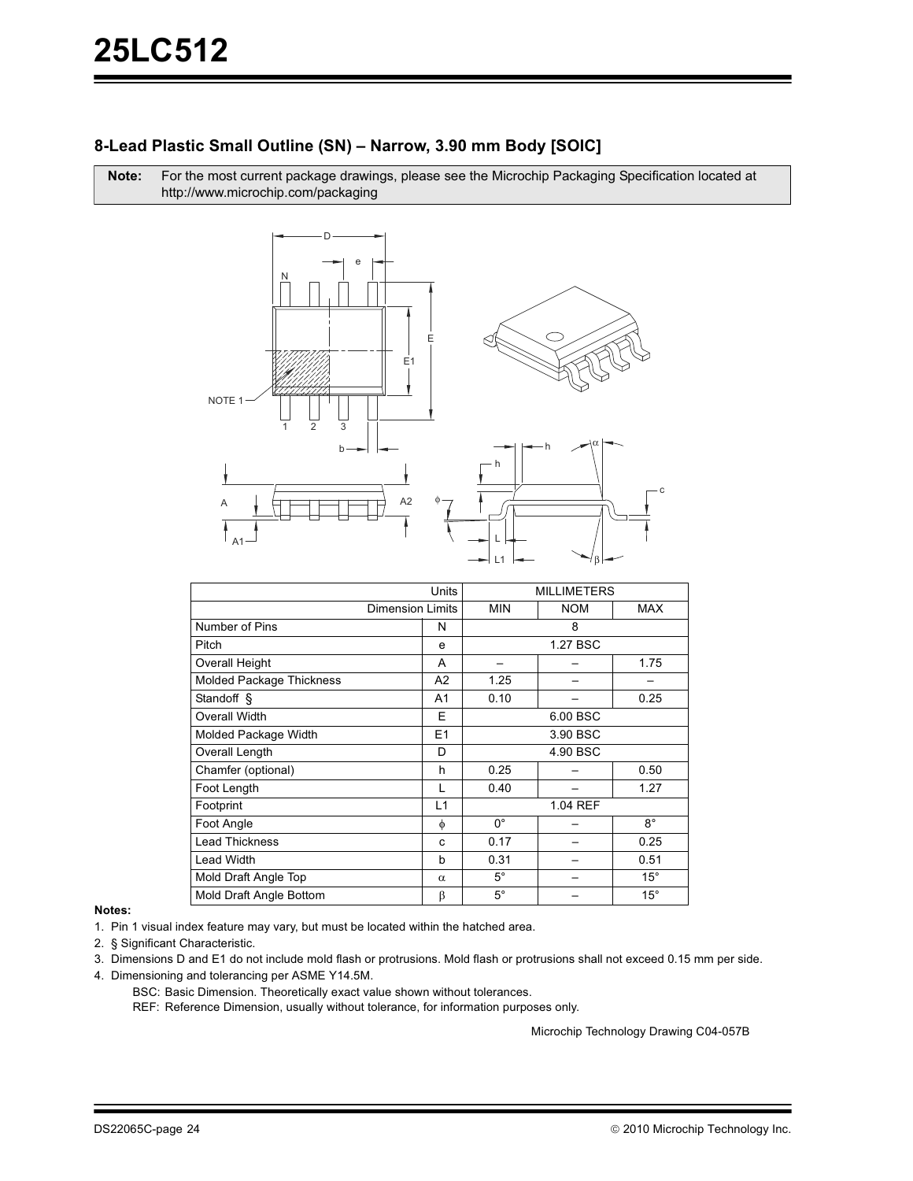## 8-Lead Plastic Small Outline (SN) – Narrow, 3.90 mm Body [SOIC]

**Note:** For the most current package drawings, please see the Microchip Packaging Specification located at http://www.microchip.com/packaging

| Units | | MILLIMETERS | | |
|---|---|---|---|---|
| Dimension Limits | | MIN | NOM | MAX |
| Number of Pins | N | | 8 | |
| Pitch | e | | 1.27 BSC | |
| Overall Height | A | – | – | 1.75 |
| Molded Package Thickness | A2 | 1.25 | – | – |
| Standoff § | A1 | 0.10 | – | 0.25 |
| Overall Width | E | | 6.00 BSC | |
| Molded Package Width | E1 | | 3.90 BSC | |
| Overall Length | D | | 4.90 BSC | |
| Chamfer (optional) | h | 0.25 | – | 0.50 |
| Foot Length | L | 0.40 | – | 1.27 |
| Footprint | L1 | | 1.04 REF | |
| Foot Angle | φ | 0° | – | 8° |
| Lead Thickness | c | 0.17 | – | 0.25 |
| Lead Width | b | 0.31 | – | 0.51 |
| Mold Draft Angle Top | α | 5° | – | 15° |
| Mold Draft Angle Bottom | β | 5° | – | 15° |

**Notes:**

1. Pin 1 visual index feature may vary, but must be located within the hatched area.
2. § Significant Characteristic.
3. Dimensions D and E1 do not include mold flash or protrusions. Mold flash or protrusions shall not exceed 0.15 mm per side.
4. Dimensioning and tolerancing per ASME Y14.5M.

   BSC: Basic Dimension. Theoretically exact value shown without tolerances.

   REF: Reference Dimension, usually without tolerance, for information purposes only.

Microchip Technology Drawing C04-057B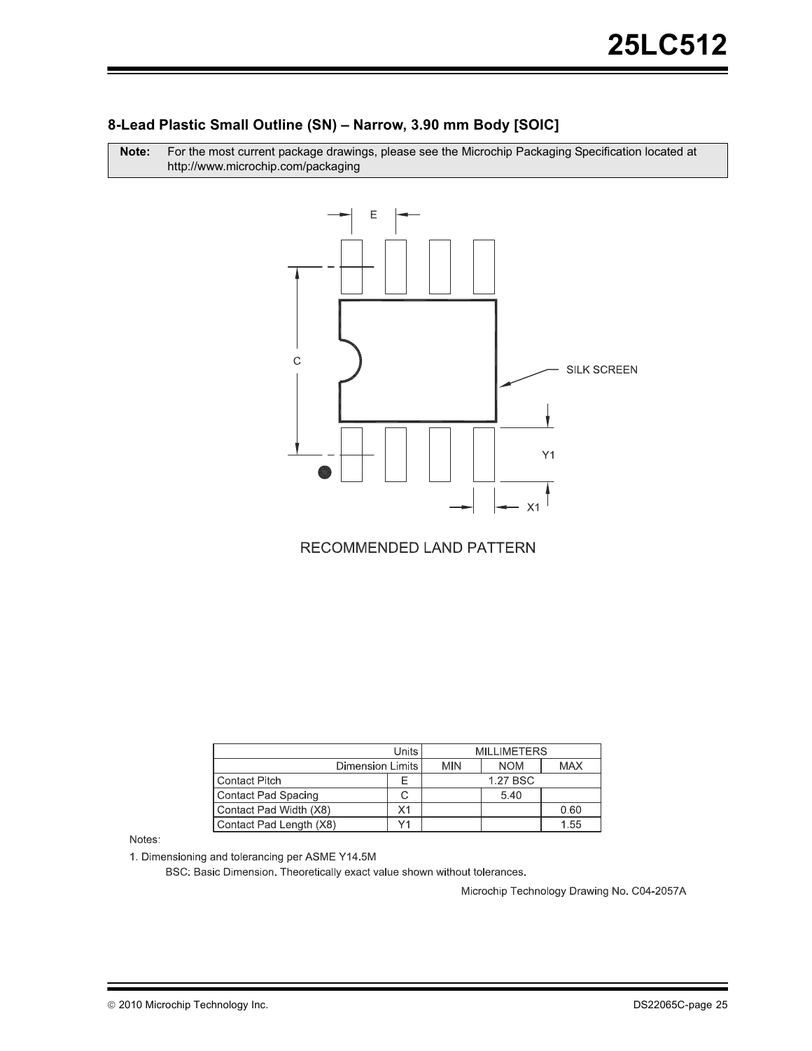## 8-Lead Plastic Small Outline (SN) – Narrow, 3.90 mm Body [SOIC]

**Note:** For the most current package drawings, please see the Microchip Packaging Specification located at http://www.microchip.com/packaging

RECOMMENDED LAND PATTERN

| Units | | MILLIMETERS | | |
|---|---|---|---|---|
| Dimension Limits | | MIN | NOM | MAX |
| Contact Pitch | E | | 1.27 BSC | |
| Contact Pad Spacing | C | | 5.40 | |
| Contact Pad Width (X8) | X1 | | | 0.60 |
| Contact Pad Length (X8) | Y1 | | | 1.55 |

Notes:

1. Dimensioning and tolerancing per ASME Y14.5M

   BSC: Basic Dimension. Theoretically exact value shown without tolerances.

Microchip Technology Drawing No. C04-2057A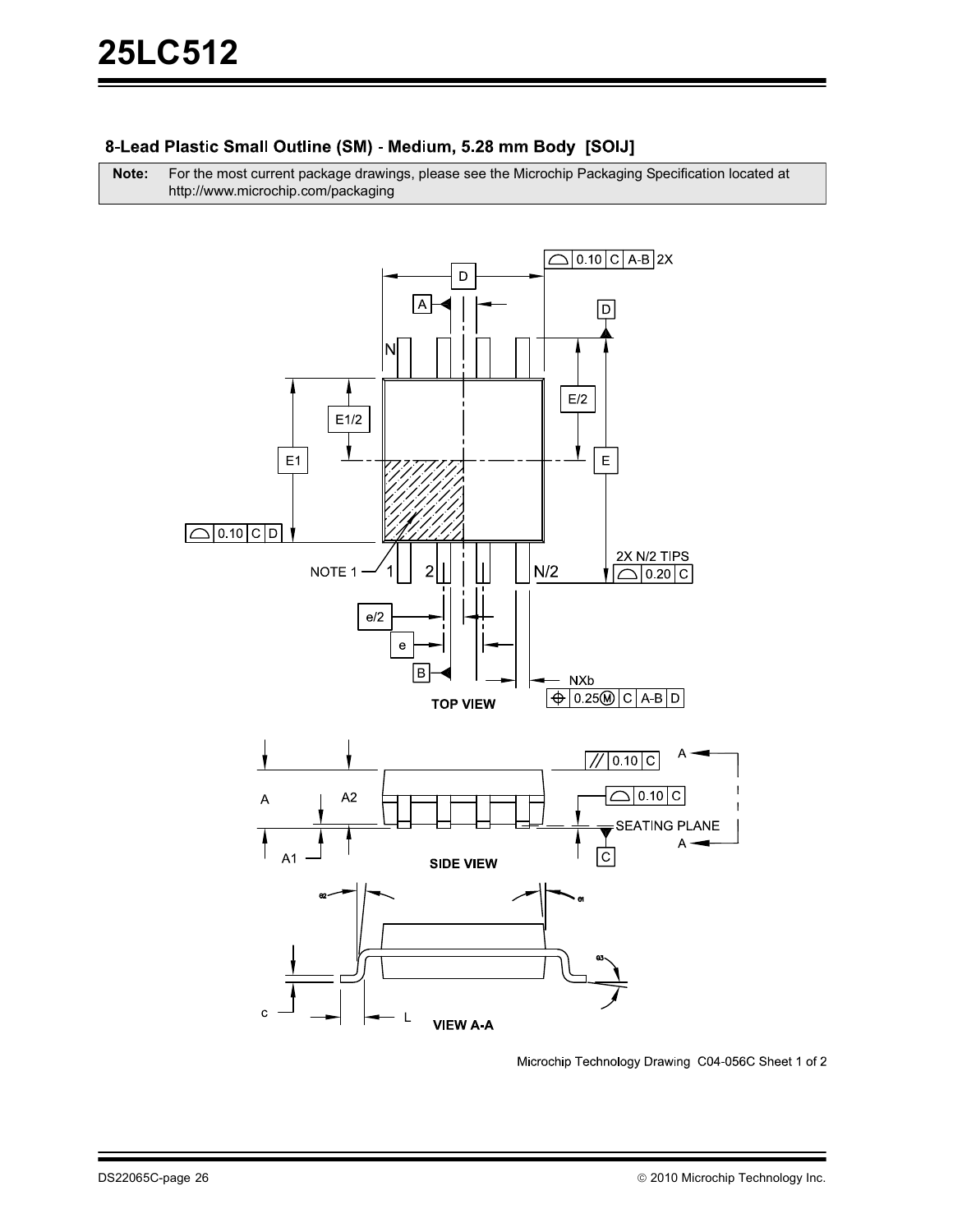## 8-Lead Plastic Small Outline (SM) - Medium, 5.28 mm Body [SOIJ]

| **Note:** | For the most current package drawings, please see the Microchip Packaging Specification located at http://www.microchip.com/packaging |
|---|---|

TOP VIEW

SIDE VIEW

VIEW A-A

Microchip Technology Drawing C04-056C Sheet 1 of 2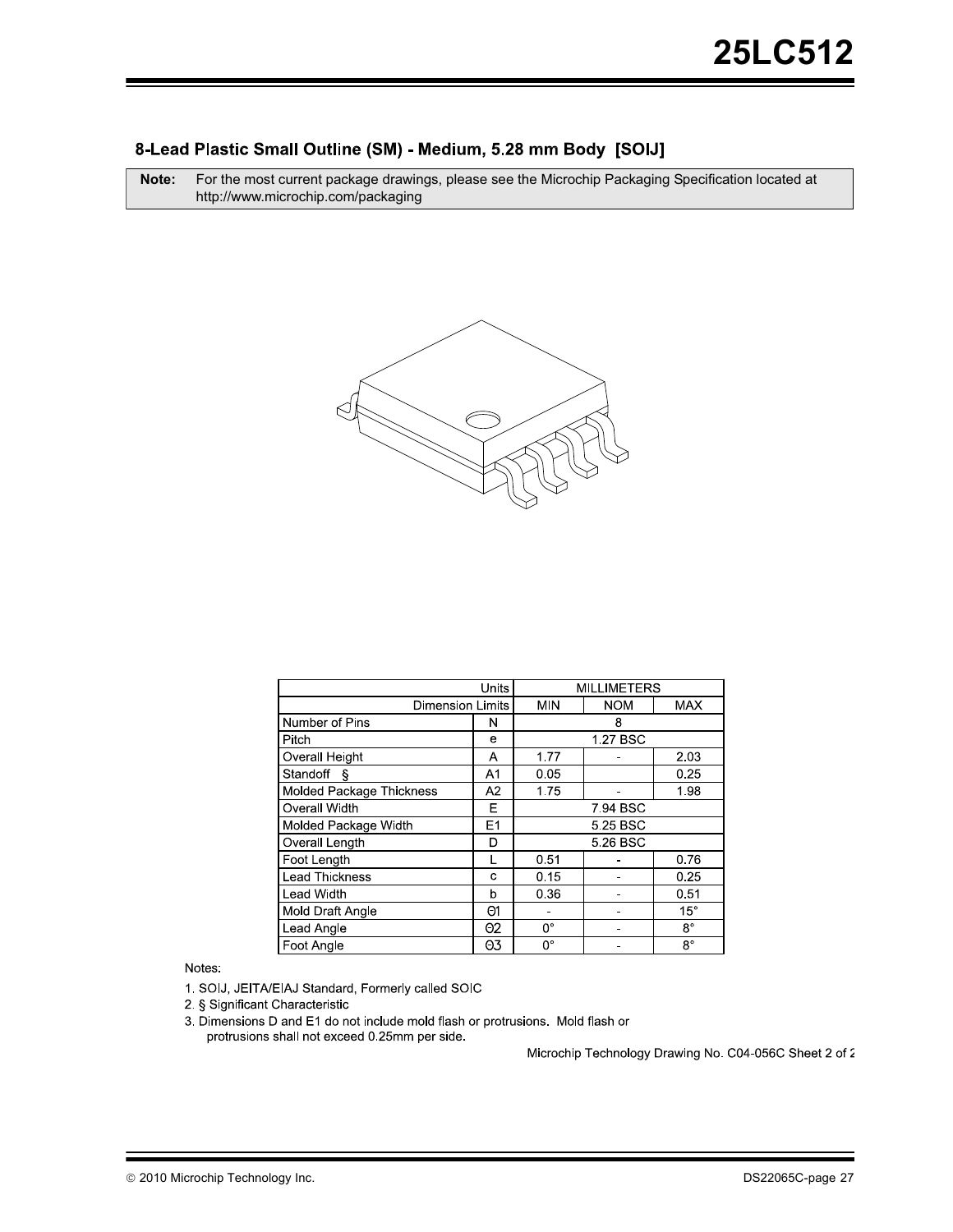## 8-Lead Plastic Small Outline (SM) - Medium, 5.28 mm Body [SOIJ]

| **Note:** | For the most current package drawings, please see the Microchip Packaging Specification located at http://www.microchip.com/packaging |
|---|---|

| | Units | MILLIMETERS | | |
|---|---|---|---|---|
| | Dimension Limits | MIN | NOM | MAX |
| Number of Pins | N | 8 | | |
| Pitch | e | 1.27 BSC | | |
| Overall Height | A | 1.77 | - | 2.03 |
| Standoff § | A1 | 0.05 | | 0.25 |
| Molded Package Thickness | A2 | 1.75 | - | 1.98 |
| Overall Width | E | 7.94 BSC | | |
| Molded Package Width | E1 | 5.25 BSC | | |
| Overall Length | D | 5.26 BSC | | |
| Foot Length | L | 0.51 | - | 0.76 |
| Lead Thickness | c | 0.15 | - | 0.25 |
| Lead Width | b | 0.36 | - | 0.51 |
| Mold Draft Angle | Θ1 | - | - | 15° |
| Lead Angle | Θ2 | 0° | - | 8° |
| Foot Angle | Θ3 | 0° | - | 8° |

Notes:

1. SOIJ, JEITA/EIAJ Standard, Formerly called SOIC
2. § Significant Characteristic
3. Dimensions D and E1 do not include mold flash or protrusions. Mold flash or protrusions shall not exceed 0.25mm per side.

Microchip Technology Drawing No. C04-056C Sheet 2 of 2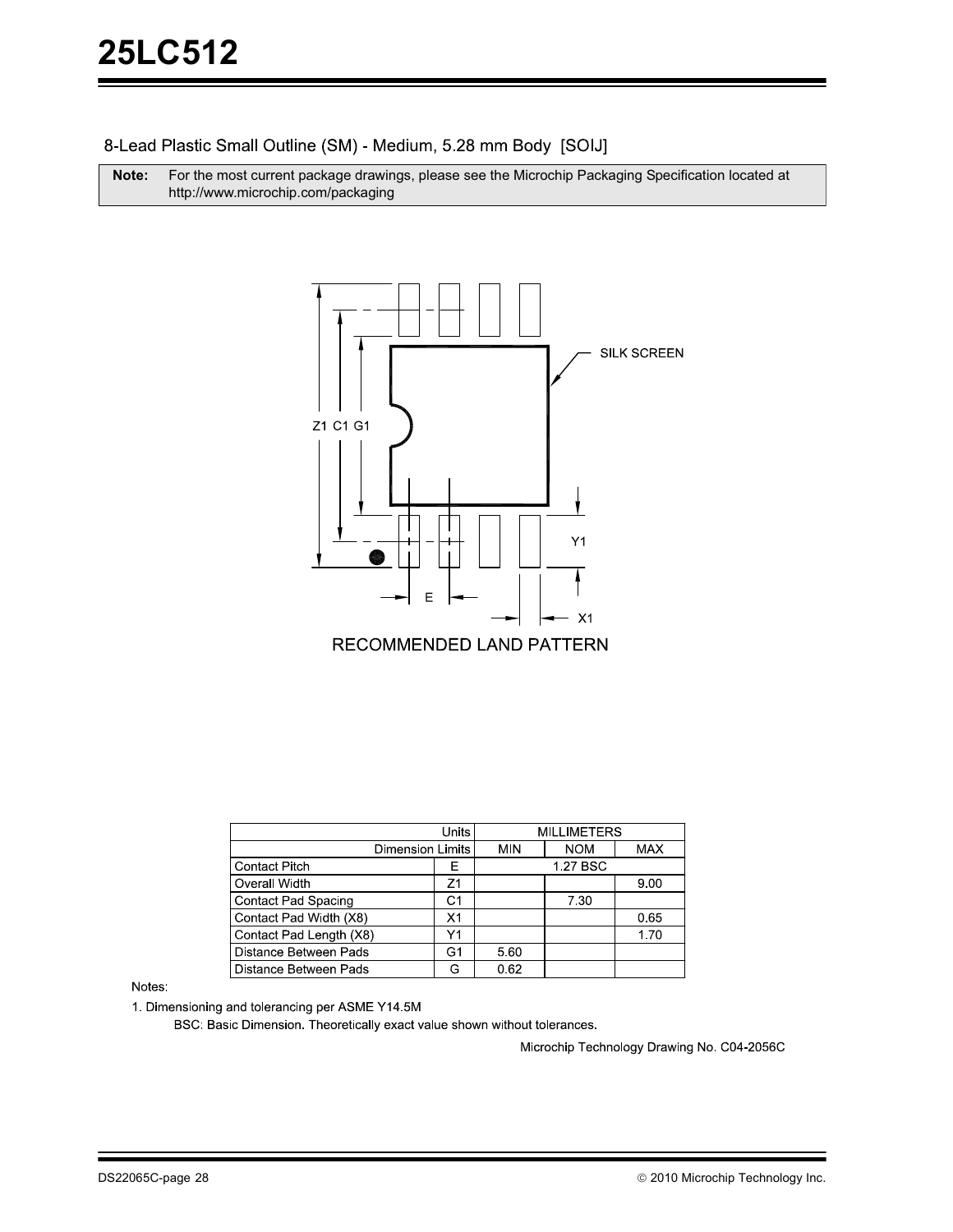## 8-Lead Plastic Small Outline (SM) - Medium, 5.28 mm Body [SOIJ]

**Note:** For the most current package drawings, please see the Microchip Packaging Specification located at http://www.microchip.com/packaging

RECOMMENDED LAND PATTERN

| Units | | MILLIMETERS | | |
|---|---|---|---|---|
| Dimension Limits | | MIN | NOM | MAX |
| Contact Pitch | E | 1.27 BSC | | |
| Overall Width | Z1 | | | 9.00 |
| Contact Pad Spacing | C1 | | 7.30 | |
| Contact Pad Width (X8) | X1 | | | 0.65 |
| Contact Pad Length (X8) | Y1 | | | 1.70 |
| Distance Between Pads | G1 | 5.60 | | |
| Distance Between Pads | G | 0.62 | | |

Notes:

1. Dimensioning and tolerancing per ASME Y14.5M

   BSC: Basic Dimension. Theoretically exact value shown without tolerances.

Microchip Technology Drawing No. C04-2056C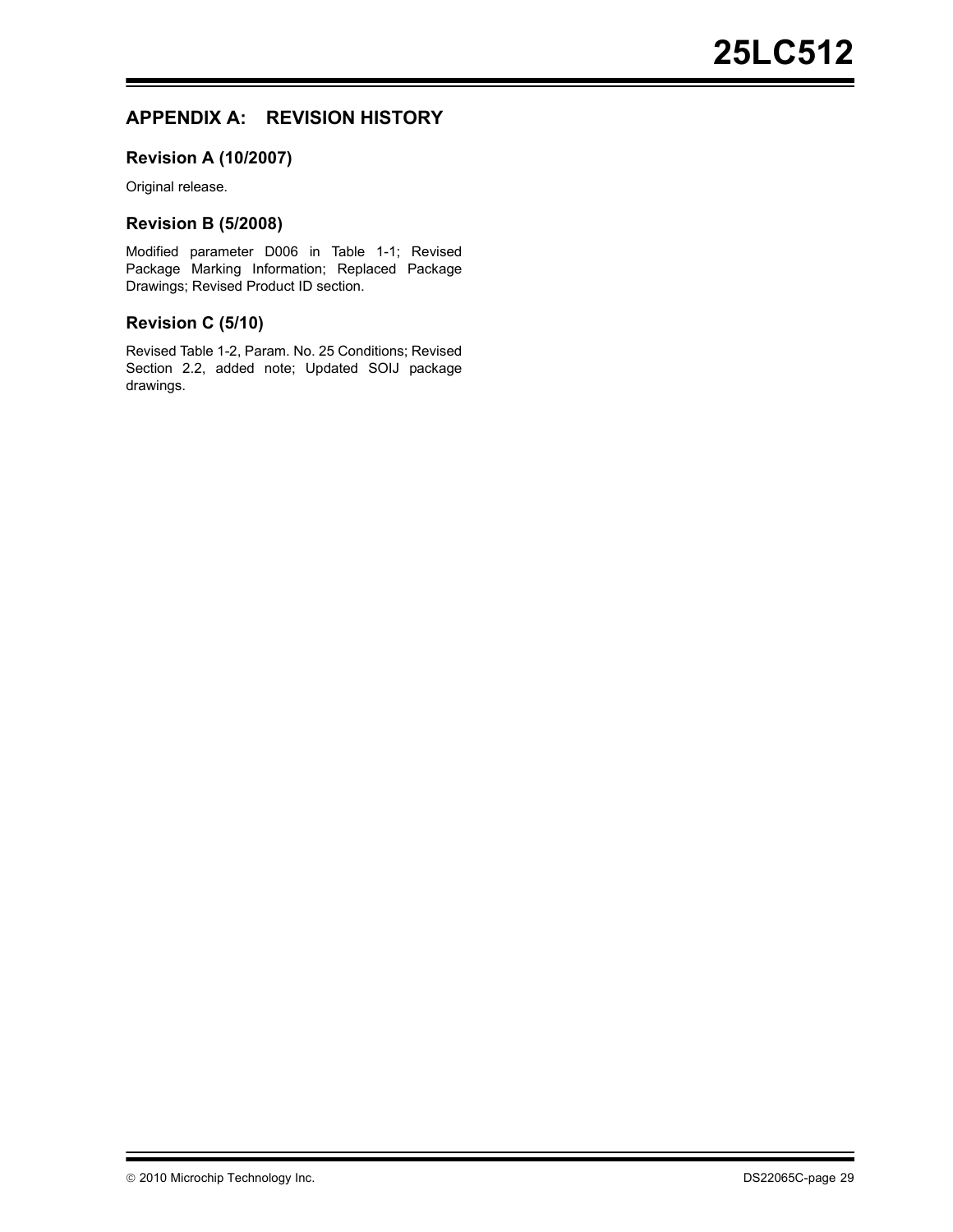## APPENDIX A: REVISION HISTORY

### Revision A (10/2007)

Original release.

### Revision B (5/2008)

Modified parameter D006 in Table 1-1; Revised Package Marking Information; Replaced Package Drawings; Revised Product ID section.

### Revision C (5/10)

Revised Table 1-2, Param. No. 25 Conditions; Revised Section 2.2, added note; Updated SOIJ package drawings.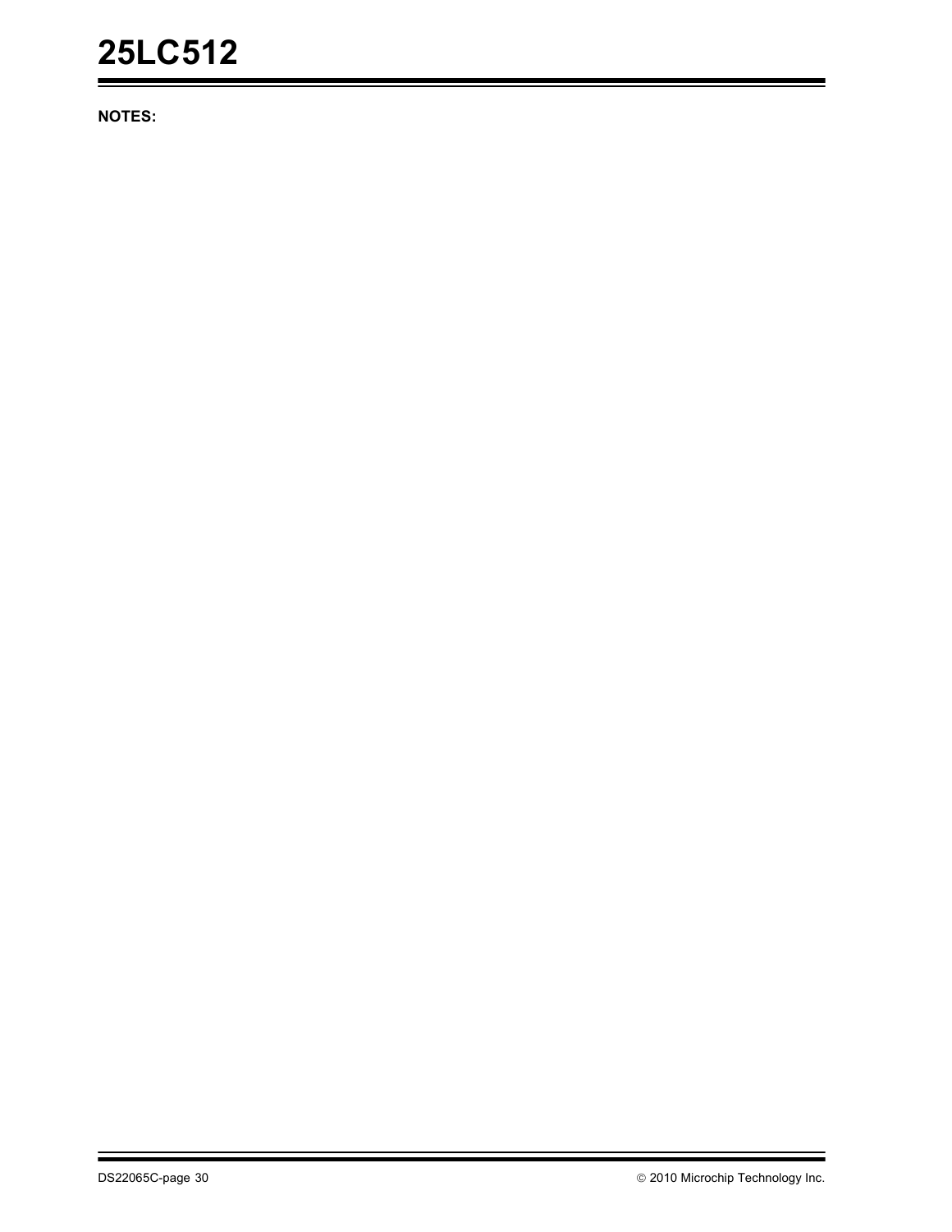**NOTES:**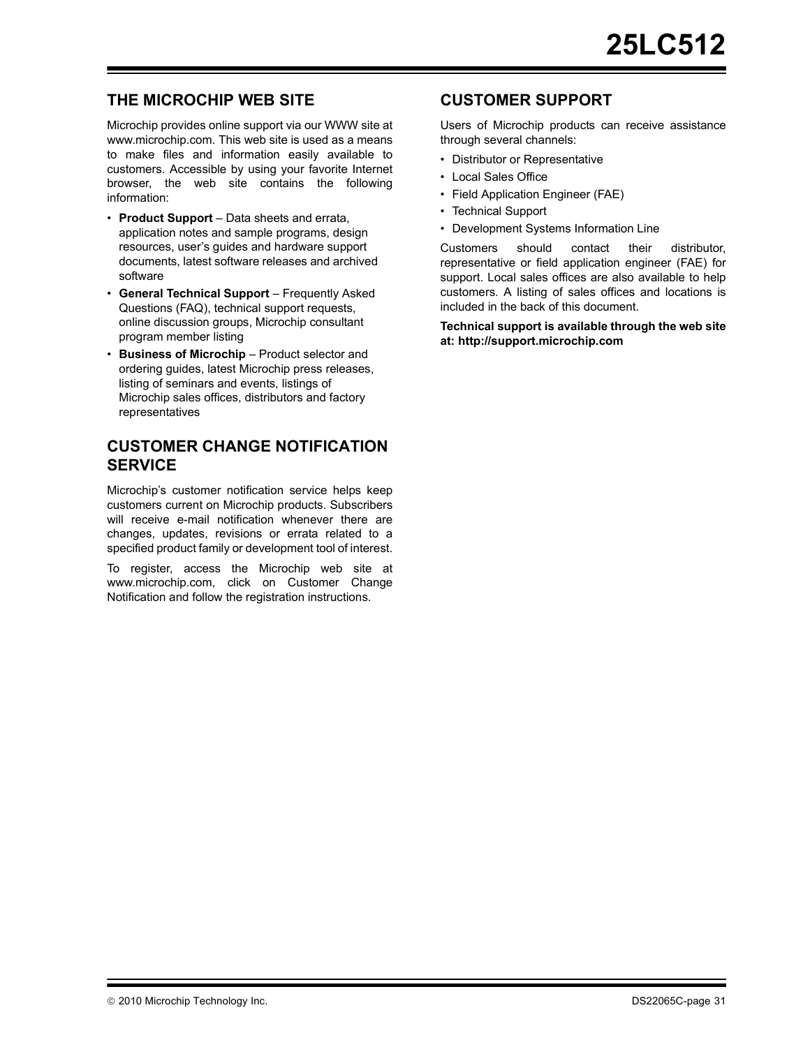## THE MICROCHIP WEB SITE

Microchip provides online support via our WWW site at www.microchip.com. This web site is used as a means to make files and information easily available to customers. Accessible by using your favorite Internet browser, the web site contains the following information:

- **Product Support** – Data sheets and errata, application notes and sample programs, design resources, user's guides and hardware support documents, latest software releases and archived software
- **General Technical Support** – Frequently Asked Questions (FAQ), technical support requests, online discussion groups, Microchip consultant program member listing
- **Business of Microchip** – Product selector and ordering guides, latest Microchip press releases, listing of seminars and events, listings of Microchip sales offices, distributors and factory representatives

## CUSTOMER CHANGE NOTIFICATION SERVICE

Microchip's customer notification service helps keep customers current on Microchip products. Subscribers will receive e-mail notification whenever there are changes, updates, revisions or errata related to a specified product family or development tool of interest.

To register, access the Microchip web site at www.microchip.com, click on Customer Change Notification and follow the registration instructions.

## CUSTOMER SUPPORT

Users of Microchip products can receive assistance through several channels:

- Distributor or Representative
- Local Sales Office
- Field Application Engineer (FAE)
- Technical Support
- Development Systems Information Line

Customers should contact their distributor, representative or field application engineer (FAE) for support. Local sales offices are also available to help customers. A listing of sales offices and locations is included in the back of this document.

**Technical support is available through the web site at: http://support.microchip.com**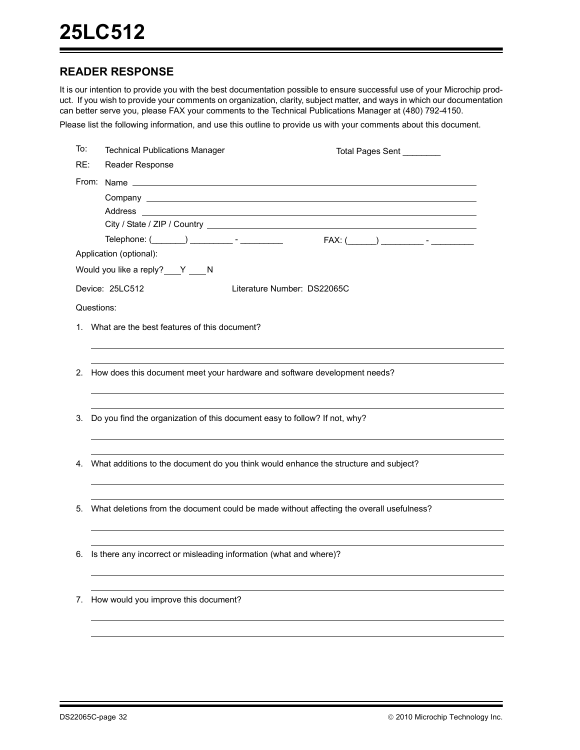## READER RESPONSE

It is our intention to provide you with the best documentation possible to ensure successful use of your Microchip product. If you wish to provide your comments on organization, clarity, subject matter, and ways in which our documentation can better serve you, please FAX your comments to the Technical Publications Manager at (480) 792-4150.

Please list the following information, and use this outline to provide us with your comments about this document.

To: Technical Publications Manager                Total Pages Sent ________

RE: Reader Response

From: Name ______________________________

Company ______________________________

Address ______________________________

City / State / ZIP / Country ______________________________

Telephone: (_______) _________ - _________        FAX: (______) _________ - _________

Application (optional):

Would you like a reply? ___Y ___N

Device: 25LC512        Literature Number: DS22065C

Questions:

1. What are the best features of this document?

______________________________

______________________________

2. How does this document meet your hardware and software development needs?

______________________________

______________________________

3. Do you find the organization of this document easy to follow? If not, why?

______________________________

______________________________

4. What additions to the document do you think would enhance the structure and subject?

______________________________

______________________________

5. What deletions from the document could be made without affecting the overall usefulness?

______________________________

______________________________

6. Is there any incorrect or misleading information (what and where)?

______________________________

______________________________

7. How would you improve this document?

______________________________

______________________________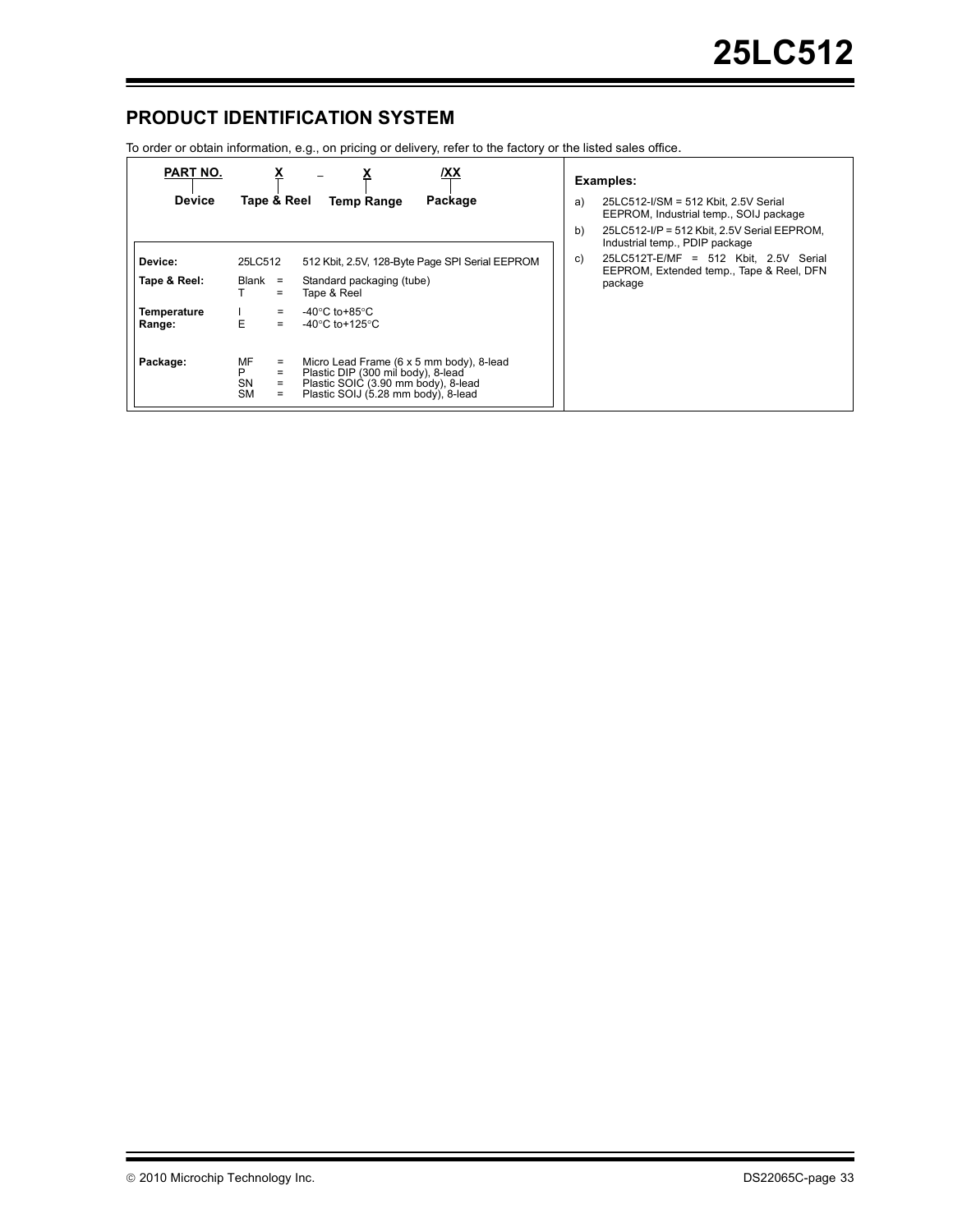## PRODUCT IDENTIFICATION SYSTEM

To order or obtain information, e.g., on pricing or delivery, refer to the factory or the listed sales office.

| PART NO. | X | – | X | /XX |
|---|---|---|---|---|
| Device | Tape & Reel | | Temp Range | Package |

| | | |
|---|---|---|
| **Device:** | 25LC512 | 512 Kbit, 2.5V, 128-Byte Page SPI Serial EEPROM |
| **Tape & Reel:** | Blank = | Standard packaging (tube) |
| | T = | Tape & Reel |
| **Temperature Range:** | I = | -40°C to+85°C |
| | E = | -40°C to+125°C |
| **Package:** | MF = | Micro Lead Frame (6 x 5 mm body), 8-lead |
| | P = | Plastic DIP (300 mil body), 8-lead |
| | SN = | Plastic SOIC (3.90 mm body), 8-lead |
| | SM = | Plastic SOIJ (5.28 mm body), 8-lead |

**Examples:**

a) 25LC512-I/SM = 512 Kbit, 2.5V Serial EEPROM, Industrial temp., SOIJ package

b) 25LC512-I/P = 512 Kbit, 2.5V Serial EEPROM, Industrial temp., PDIP package

c) 25LC512T-E/MF = 512 Kbit, 2.5V Serial EEPROM, Extended temp., Tape & Reel, DFN package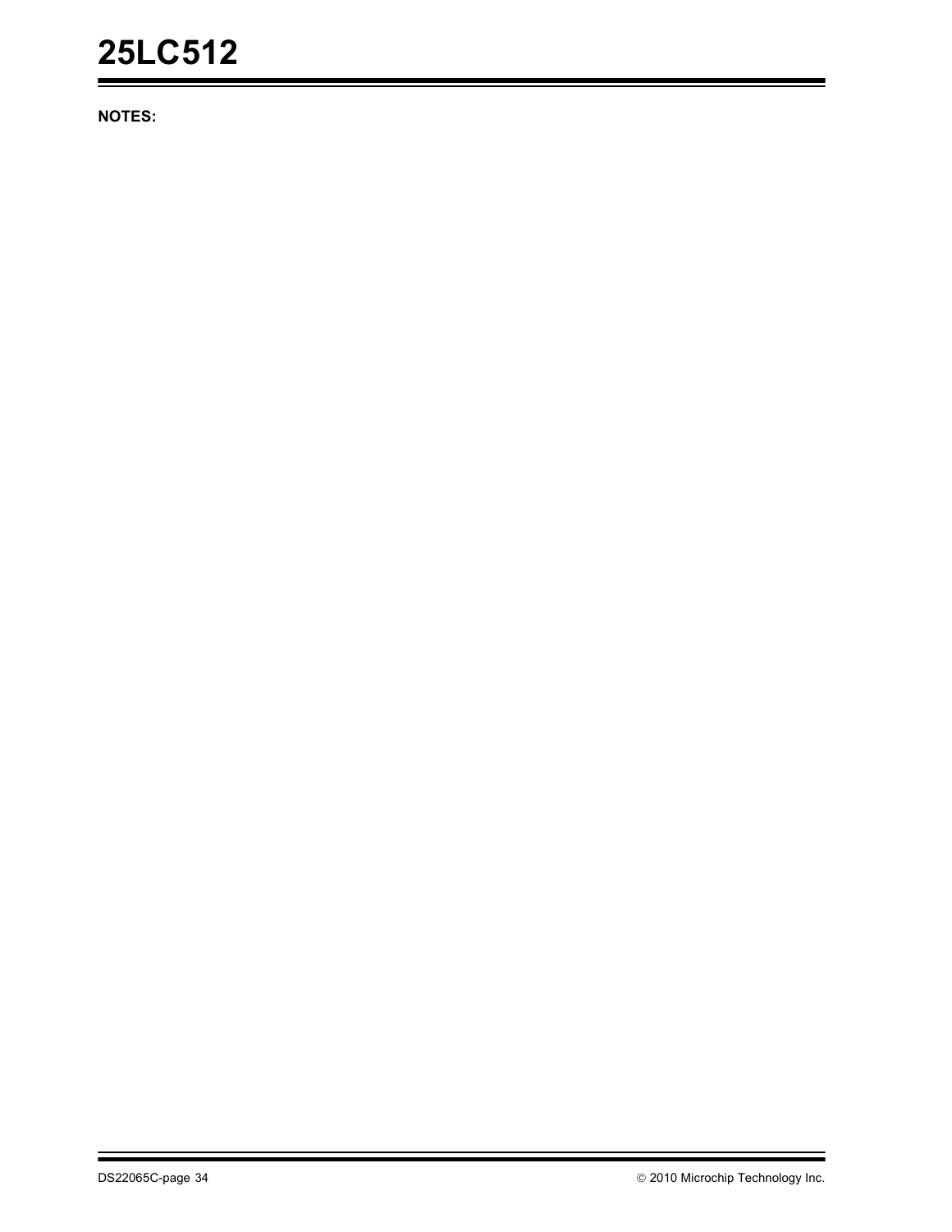**NOTES:**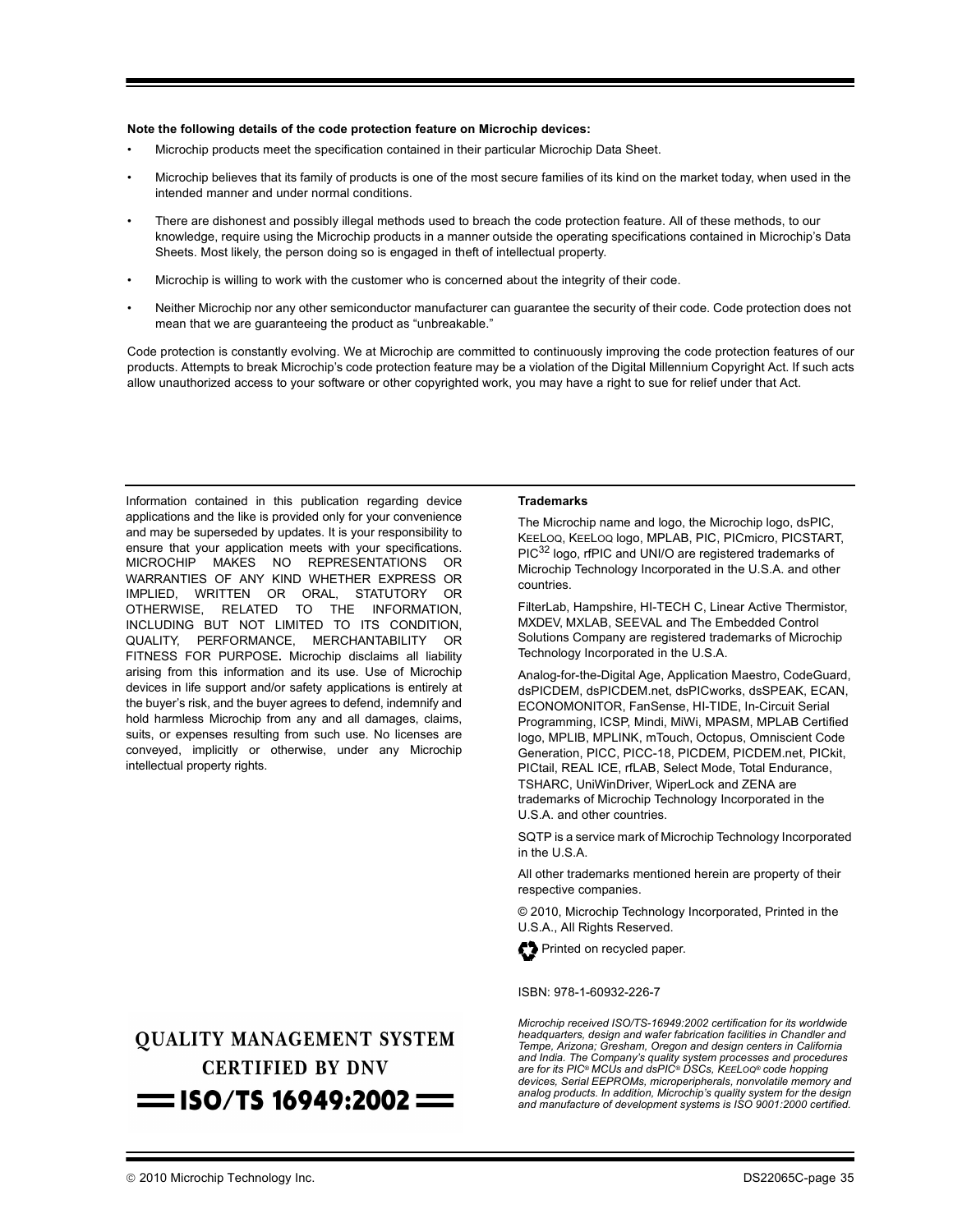**Note the following details of the code protection feature on Microchip devices:**

- Microchip products meet the specification contained in their particular Microchip Data Sheet.
- Microchip believes that its family of products is one of the most secure families of its kind on the market today, when used in the intended manner and under normal conditions.
- There are dishonest and possibly illegal methods used to breach the code protection feature. All of these methods, to our knowledge, require using the Microchip products in a manner outside the operating specifications contained in Microchip's Data Sheets. Most likely, the person doing so is engaged in theft of intellectual property.
- Microchip is willing to work with the customer who is concerned about the integrity of their code.
- Neither Microchip nor any other semiconductor manufacturer can guarantee the security of their code. Code protection does not mean that we are guaranteeing the product as "unbreakable."

Code protection is constantly evolving. We at Microchip are committed to continuously improving the code protection features of our products. Attempts to break Microchip's code protection feature may be a violation of the Digital Millennium Copyright Act. If such acts allow unauthorized access to your software or other copyrighted work, you may have a right to sue for relief under that Act.

Information contained in this publication regarding device applications and the like is provided only for your convenience and may be superseded by updates. It is your responsibility to ensure that your application meets with your specifications. MICROCHIP MAKES NO REPRESENTATIONS OR WARRANTIES OF ANY KIND WHETHER EXPRESS OR IMPLIED, WRITTEN OR ORAL, STATUTORY OR OTHERWISE, RELATED TO THE INFORMATION, INCLUDING BUT NOT LIMITED TO ITS CONDITION, QUALITY, PERFORMANCE, MERCHANTABILITY OR FITNESS FOR PURPOSE**.** Microchip disclaims all liability arising from this information and its use. Use of Microchip devices in life support and/or safety applications is entirely at the buyer's risk, and the buyer agrees to defend, indemnify and hold harmless Microchip from any and all damages, claims, suits, or expenses resulting from such use. No licenses are conveyed, implicitly or otherwise, under any Microchip intellectual property rights.

**Trademarks**

The Microchip name and logo, the Microchip logo, dsPIC, KEELOQ, KEELOQ logo, MPLAB, PIC, PICmicro, PICSTART, PIC$^{32}$ logo, rfPIC and UNI/O are registered trademarks of Microchip Technology Incorporated in the U.S.A. and other countries.

FilterLab, Hampshire, HI-TECH C, Linear Active Thermistor, MXDEV, MXLAB, SEEVAL and The Embedded Control Solutions Company are registered trademarks of Microchip Technology Incorporated in the U.S.A.

Analog-for-the-Digital Age, Application Maestro, CodeGuard, dsPICDEM, dsPICDEM.net, dsPICworks, dsSPEAK, ECAN, ECONOMONITOR, FanSense, HI-TIDE, In-Circuit Serial Programming, ICSP, Mindi, MiWi, MPASM, MPLAB Certified logo, MPLIB, MPLINK, mTouch, Octopus, Omniscient Code Generation, PICC, PICC-18, PICDEM, PICDEM.net, PICkit, PICtail, REAL ICE, rfLAB, Select Mode, Total Endurance, TSHARC, UniWinDriver, WiperLock and ZENA are trademarks of Microchip Technology Incorporated in the U.S.A. and other countries.

SQTP is a service mark of Microchip Technology Incorporated in the U.S.A.

All other trademarks mentioned herein are property of their respective companies.

© 2010, Microchip Technology Incorporated, Printed in the U.S.A., All Rights Reserved.

Printed on recycled paper.

ISBN: 978-1-60932-226-7

**QUALITY MANAGEMENT SYSTEM CERTIFIED BY DNV**

**ISO/TS 16949:2002**

*Microchip received ISO/TS-16949:2002 certification for its worldwide headquarters, design and wafer fabrication facilities in Chandler and Tempe, Arizona; Gresham, Oregon and design centers in California and India. The Company's quality system processes and procedures are for its PIC® MCUs and dsPIC® DSCs, KEELOQ® code hopping devices, Serial EEPROMs, microperipherals, nonvolatile memory and analog products. In addition, Microchip's quality system for the design and manufacture of development systems is ISO 9001:2000 certified.*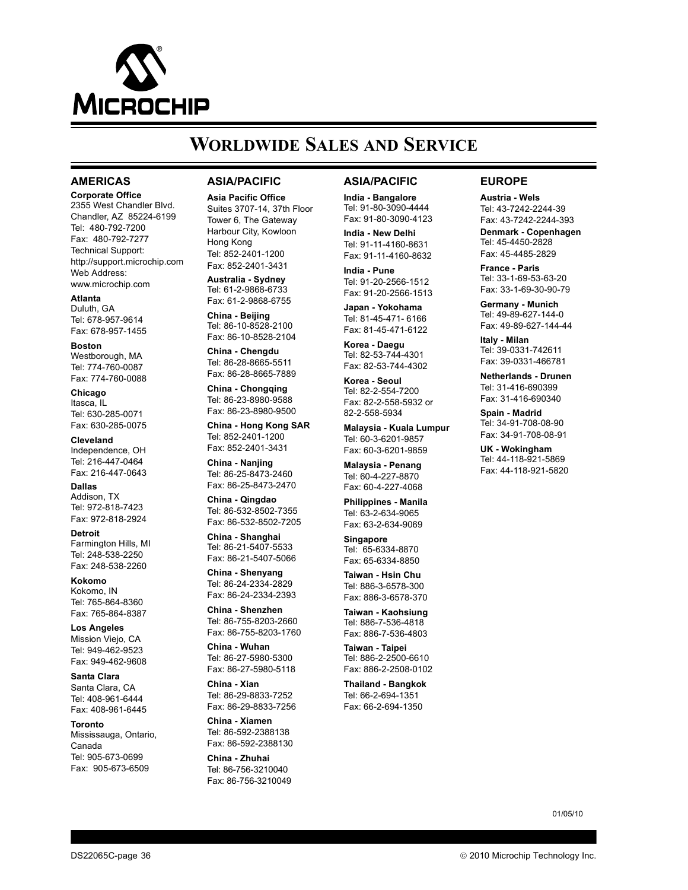MICROCHIP

# Worldwide Sales and Service

## AMERICAS

**Corporate Office**
2355 West Chandler Blvd.
Chandler, AZ 85224-6199
Tel: 480-792-7200
Fax: 480-792-7277
Technical Support:
http://support.microchip.com
Web Address:
www.microchip.com

**Atlanta**
Duluth, GA
Tel: 678-957-9614
Fax: 678-957-1455

**Boston**
Westborough, MA
Tel: 774-760-0087
Fax: 774-760-0088

**Chicago**
Itasca, IL
Tel: 630-285-0071
Fax: 630-285-0075

**Cleveland**
Independence, OH
Tel: 216-447-0464
Fax: 216-447-0643

**Dallas**
Addison, TX
Tel: 972-818-7423
Fax: 972-818-2924

**Detroit**
Farmington Hills, MI
Tel: 248-538-2250
Fax: 248-538-2260

**Kokomo**
Kokomo, IN
Tel: 765-864-8360
Fax: 765-864-8387

**Los Angeles**
Mission Viejo, CA
Tel: 949-462-9523
Fax: 949-462-9608

**Santa Clara**
Santa Clara, CA
Tel: 408-961-6444
Fax: 408-961-6445

**Toronto**
Mississauga, Ontario, Canada
Tel: 905-673-0699
Fax: 905-673-6509

## ASIA/PACIFIC

**Asia Pacific Office**
Suites 3707-14, 37th Floor
Tower 6, The Gateway
Harbour City, Kowloon
Hong Kong
Tel: 852-2401-1200
Fax: 852-2401-3431

**Australia - Sydney**
Tel: 61-2-9868-6733
Fax: 61-2-9868-6755

**China - Beijing**
Tel: 86-10-8528-2100
Fax: 86-10-8528-2104

**China - Chengdu**
Tel: 86-28-8665-5511
Fax: 86-28-8665-7889

**China - Chongqing**
Tel: 86-23-8980-9588
Fax: 86-23-8980-9500

**China - Hong Kong SAR**
Tel: 852-2401-1200
Fax: 852-2401-3431

**China - Nanjing**
Tel: 86-25-8473-2460
Fax: 86-25-8473-2470

**China - Qingdao**
Tel: 86-532-8502-7355
Fax: 86-532-8502-7205

**China - Shanghai**
Tel: 86-21-5407-5533
Fax: 86-21-5407-5066

**China - Shenyang**
Tel: 86-24-2334-2829
Fax: 86-24-2334-2393

**China - Shenzhen**
Tel: 86-755-8203-2660
Fax: 86-755-8203-1760

**China - Wuhan**
Tel: 86-27-5980-5300
Fax: 86-27-5980-5118

**China - Xian**
Tel: 86-29-8833-7252
Fax: 86-29-8833-7256

**China - Xiamen**
Tel: 86-592-2388138
Fax: 86-592-2388130

**China - Zhuhai**
Tel: 86-756-3210040
Fax: 86-756-3210049

## ASIA/PACIFIC

**India - Bangalore**
Tel: 91-80-3090-4444
Fax: 91-80-3090-4123

**India - New Delhi**
Tel: 91-11-4160-8631
Fax: 91-11-4160-8632

**India - Pune**
Tel: 91-20-2566-1512
Fax: 91-20-2566-1513

**Japan - Yokohama**
Tel: 81-45-471- 6166
Fax: 81-45-471-6122

**Korea - Daegu**
Tel: 82-53-744-4301
Fax: 82-53-744-4302

**Korea - Seoul**
Tel: 82-2-554-7200
Fax: 82-2-558-5932 or 82-2-558-5934

**Malaysia - Kuala Lumpur**
Tel: 60-3-6201-9857
Fax: 60-3-6201-9859

**Malaysia - Penang**
Tel: 60-4-227-8870
Fax: 60-4-227-4068

**Philippines - Manila**
Tel: 63-2-634-9065
Fax: 63-2-634-9069

**Singapore**
Tel: 65-6334-8870
Fax: 65-6334-8850

**Taiwan - Hsin Chu**
Tel: 886-3-6578-300
Fax: 886-3-6578-370

**Taiwan - Kaohsiung**
Tel: 886-7-536-4818
Fax: 886-7-536-4803

**Taiwan - Taipei**
Tel: 886-2-2500-6610
Fax: 886-2-2508-0102

**Thailand - Bangkok**
Tel: 66-2-694-1351
Fax: 66-2-694-1350

## EUROPE

**Austria - Wels**
Tel: 43-7242-2244-39
Fax: 43-7242-2244-393

**Denmark - Copenhagen**
Tel: 45-4450-2828
Fax: 45-4485-2829

**France - Paris**
Tel: 33-1-69-53-63-20
Fax: 33-1-69-30-90-79

**Germany - Munich**
Tel: 49-89-627-144-0
Fax: 49-89-627-144-44

**Italy - Milan**
Tel: 39-0331-742611
Fax: 39-0331-466781

**Netherlands - Drunen**
Tel: 31-416-690399
Fax: 31-416-690340

**Spain - Madrid**
Tel: 34-91-708-08-90
Fax: 34-91-708-08-91

**UK - Wokingham**
Tel: 44-118-921-5869
Fax: 44-118-921-5820

01/05/10